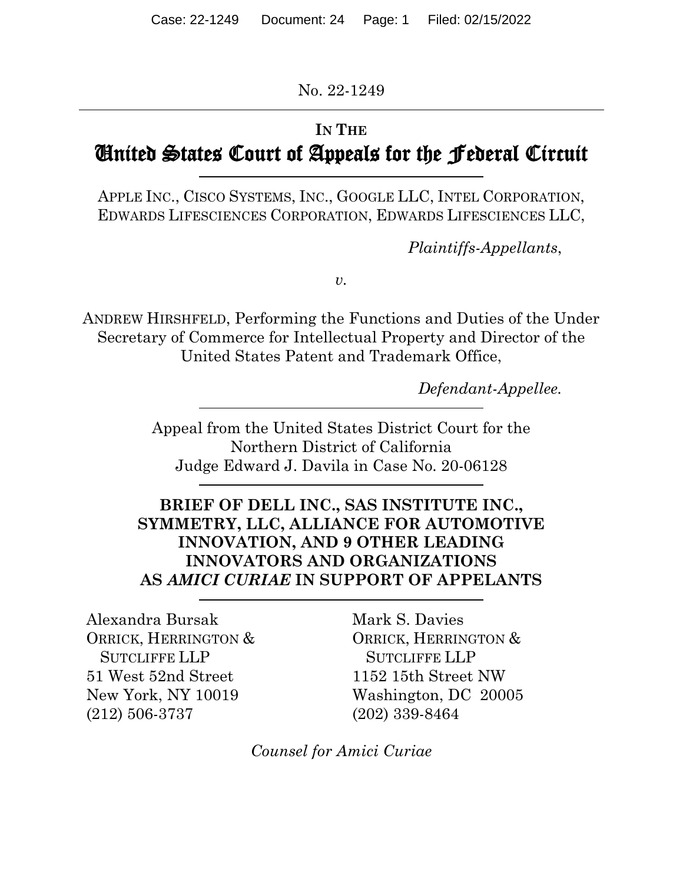No. 22-1249

IN THE

# United States Court of Appeals for the Federal Circuit

APPLE INC., CISCO SYSTEMS, INC., GOOGLE LLC, INTEL CORPORATION, EDWARDS LIFESCIENCES CORPORATION, EDWARDS LIFESCIENCES LLC,

*Plaintiffs-Appellants*,

*v.*

ANDREW HIRSHFELD, Performing the Functions and Duties of the Under Secretary of Commerce for Intellectual Property and Director of the United States Patent and Trademark Office,

*Defendant-Appellee.*

Appeal from the United States District Court for the Northern District of California Judge Edward J. Davila in Case No. 20-06128

**BRIEF OF DELL INC., SAS INSTITUTE INC., SYMMETRY, LLC, ALLIANCE FOR AUTOMOTIVE INNOVATION, AND 9 OTHER LEADING INNOVATORS AND ORGANIZATIONS AS *AMICI CURIAE* IN SUPPORT OF APPELANTS**

Alexandra Bursak
ORRICK, HERRINGTON & SUTCLIFFE LLP
51 West 52nd Street
New York, NY 10019
(212) 506-3737

Mark S. Davies
ORRICK, HERRINGTON & SUTCLIFFE LLP
1152 15th Street NW
Washington, DC 20005
(202) 339-8464

*Counsel for Amici Curiae*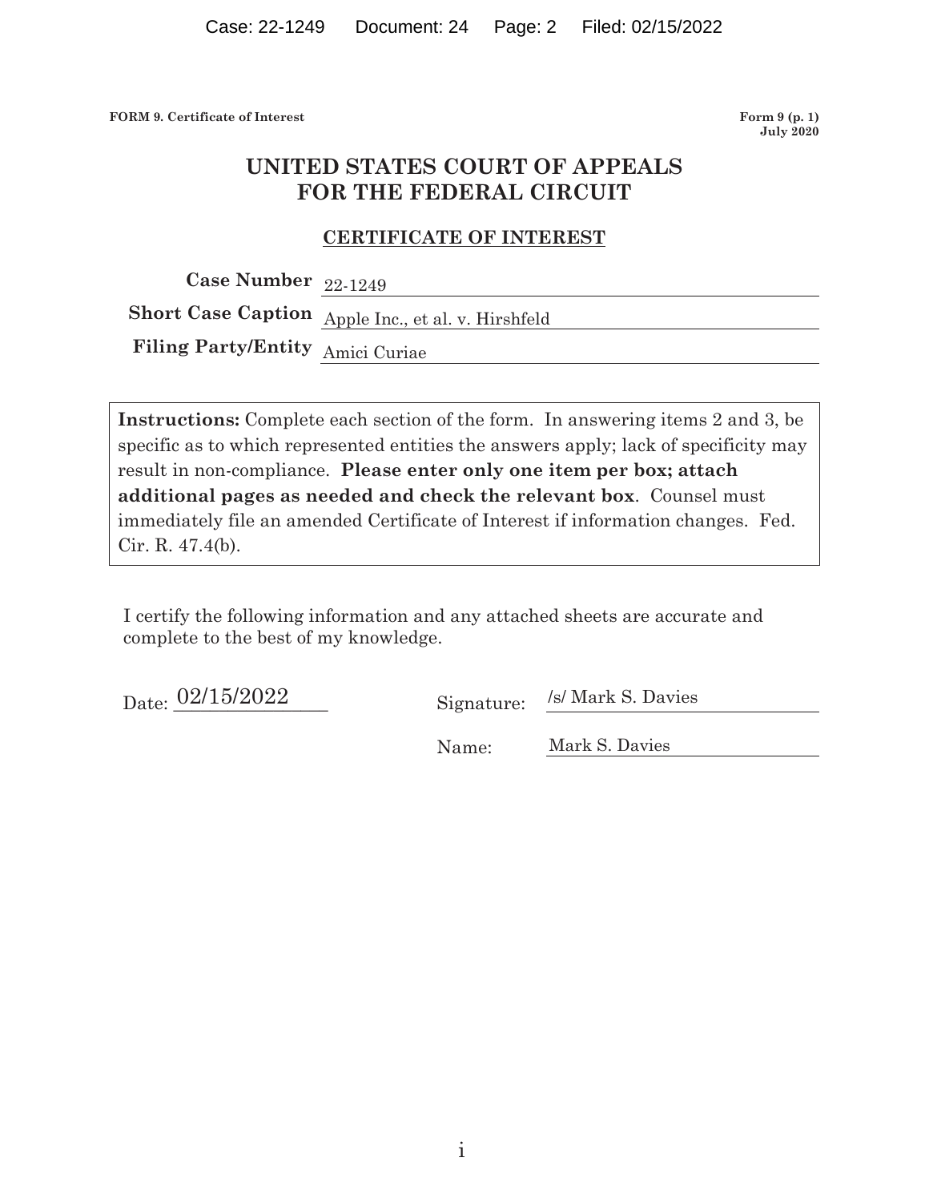FORM 9. Certificate of Interest

Form 9 (p. 1)
July 2020

# UNITED STATES COURT OF APPEALS FOR THE FEDERAL CIRCUIT

## CERTIFICATE OF INTEREST

**Case Number** 22-1249

**Short Case Caption** Apple Inc., et al. v. Hirshfeld

**Filing Party/Entity** Amici Curiae

**Instructions:** Complete each section of the form. In answering items 2 and 3, be specific as to which represented entities the answers apply; lack of specificity may result in non-compliance. **Please enter only one item per box; attach additional pages as needed and check the relevant box**. Counsel must immediately file an amended Certificate of Interest if information changes. Fed. Cir. R. 47.4(b).

I certify the following information and any attached sheets are accurate and complete to the best of my knowledge.

Date: 02/15/2022

Signature: /s/ Mark S. Davies

Name: Mark S. Davies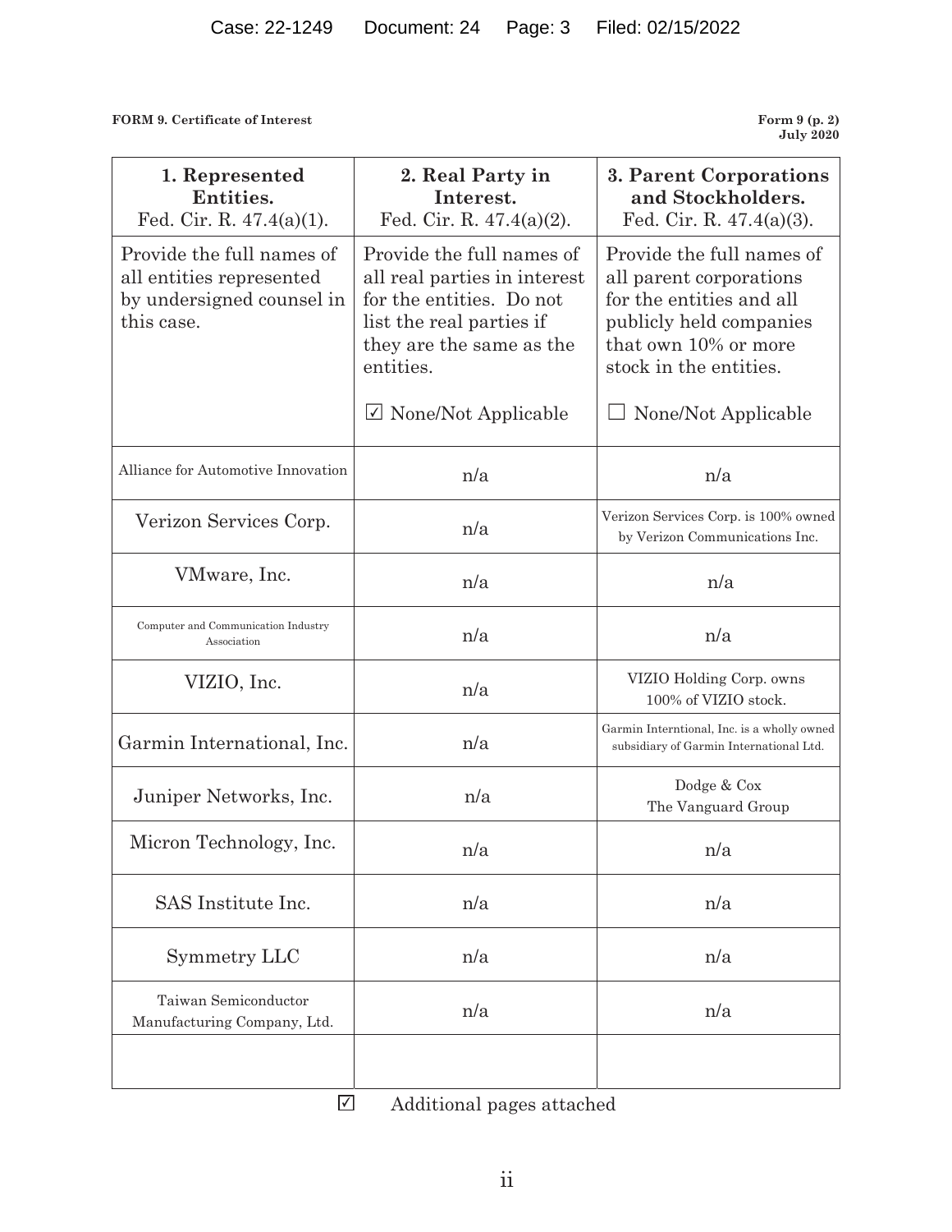**FORM 9. Certificate of Interest** | **Form 9 (p. 2) July 2020**

| **1. Represented Entities.** Fed. Cir. R. 47.4(a)(1). | **2. Real Party in Interest.** Fed. Cir. R. 47.4(a)(2). | **3. Parent Corporations and Stockholders.** Fed. Cir. R. 47.4(a)(3). |
|---|---|---|
| Provide the full names of all entities represented by undersigned counsel in this case. | Provide the full names of all real parties in interest for the entities. Do not list the real parties if they are the same as the entities. ☑ None/Not Applicable | Provide the full names of all parent corporations for the entities and all publicly held companies that own 10% or more stock in the entities. ☐ None/Not Applicable |
| Alliance for Automotive Innovation | n/a | n/a |
| Verizon Services Corp. | n/a | Verizon Services Corp. is 100% owned by Verizon Communications Inc. |
| VMware, Inc. | n/a | n/a |
| Computer and Communication Industry Association | n/a | n/a |
| VIZIO, Inc. | n/a | VIZIO Holding Corp. owns 100% of VIZIO stock. |
| Garmin International, Inc. | n/a | Garmin Interntional, Inc. is a wholly owned subsidiary of Garmin International Ltd. |
| Juniper Networks, Inc. | n/a | Dodge & Cox The Vanguard Group |
| Micron Technology, Inc. | n/a | n/a |
| SAS Institute Inc. | n/a | n/a |
| Symmetry LLC | n/a | n/a |
| Taiwan Semiconductor Manufacturing Company, Ltd. | n/a | n/a |
| | | |

☑ Additional pages attached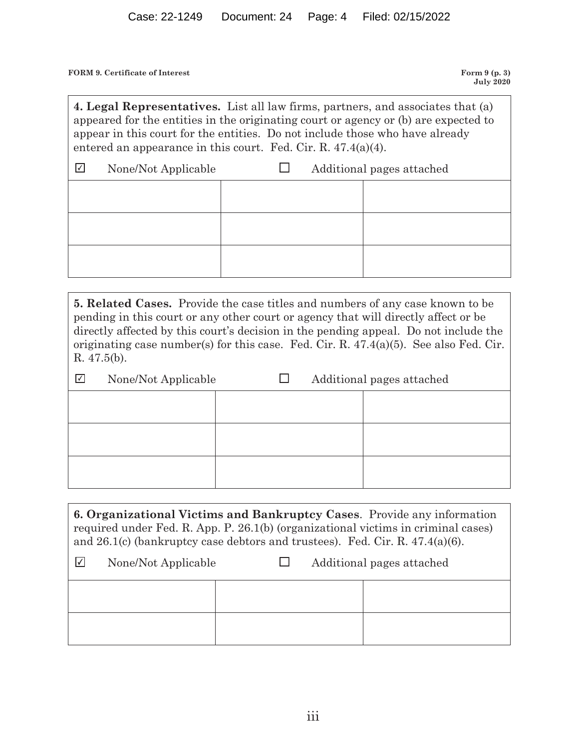**FORM 9. Certificate of Interest** | **Form 9 (p. 3) July 2020**

**4. Legal Representatives.** List all law firms, partners, and associates that (a) appeared for the entities in the originating court or agency or (b) are expected to appear in this court for the entities. Do not include those who have already entered an appearance in this court. Fed. Cir. R. 47.4(a)(4).

☑ None/Not Applicable ☐ Additional pages attached

| | | |
|---|---|---|
| | | |
| | | |
| | | |

**5. Related Cases.** Provide the case titles and numbers of any case known to be pending in this court or any other court or agency that will directly affect or be directly affected by this court's decision in the pending appeal. Do not include the originating case number(s) for this case. Fed. Cir. R. 47.4(a)(5). See also Fed. Cir. R. 47.5(b).

☑ None/Not Applicable ☐ Additional pages attached

| | | |
|---|---|---|
| | | |
| | | |
| | | |

**6. Organizational Victims and Bankruptcy Cases**. Provide any information required under Fed. R. App. P. 26.1(b) (organizational victims in criminal cases) and 26.1(c) (bankruptcy case debtors and trustees). Fed. Cir. R. 47.4(a)(6).

☑ None/Not Applicable ☐ Additional pages attached

| | | |
|---|---|---|
| | | |
| | | |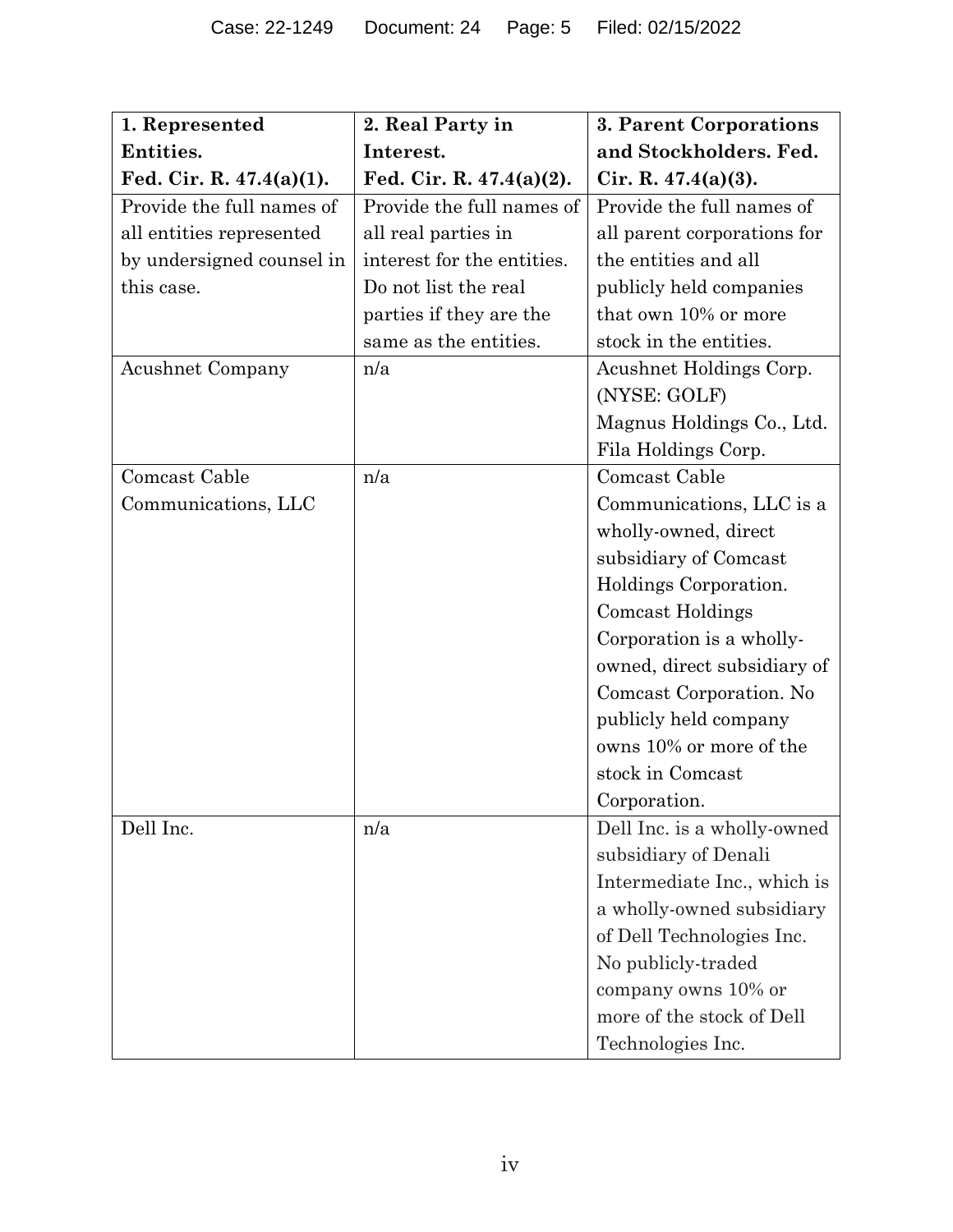| **1. Represented Entities. Fed. Cir. R. 47.4(a)(1).** | **2. Real Party in Interest. Fed. Cir. R. 47.4(a)(2).** | **3. Parent Corporations and Stockholders. Fed. Cir. R. 47.4(a)(3).** |
|---|---|---|
| Provide the full names of all entities represented by undersigned counsel in this case. | Provide the full names of all real parties in interest for the entities. Do not list the real parties if they are the same as the entities. | Provide the full names of all parent corporations for the entities and all publicly held companies that own 10% or more stock in the entities. |
| Acushnet Company | n/a | Acushnet Holdings Corp. (NYSE: GOLF) Magnus Holdings Co., Ltd. Fila Holdings Corp. |
| Comcast Cable Communications, LLC | n/a | Comcast Cable Communications, LLC is a wholly-owned, direct subsidiary of Comcast Holdings Corporation. Comcast Holdings Corporation is a wholly-owned, direct subsidiary of Comcast Corporation. No publicly held company owns 10% or more of the stock in Comcast Corporation. |
| Dell Inc. | n/a | Dell Inc. is a wholly-owned subsidiary of Denali Intermediate Inc., which is a wholly-owned subsidiary of Dell Technologies Inc. No publicly-traded company owns 10% or more of the stock of Dell Technologies Inc. |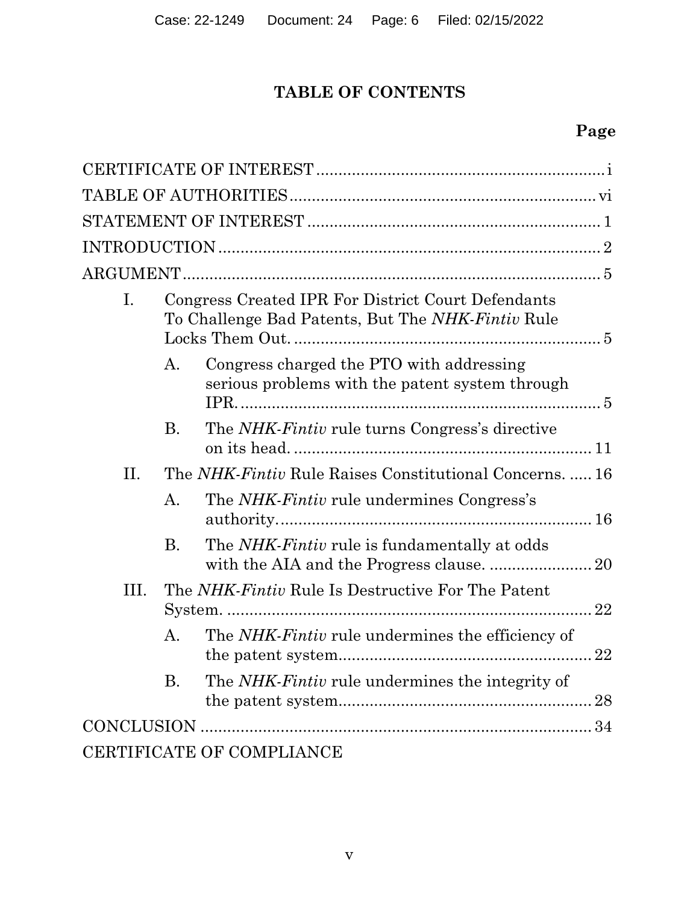# TABLE OF CONTENTS

**Page**

CERTIFICATE OF INTEREST .................................................................. i

TABLE OF AUTHORITIES .................................................................... vi

STATEMENT OF INTEREST ................................................................. 1

INTRODUCTION ..................................................................................... 2

ARGUMENT ............................................................................................. 5

- I. Congress Created IPR For District Court Defendants To Challenge Bad Patents, But The *NHK-Fintiv* Rule Locks Them Out. ..................................................................... 5
  - A. Congress charged the PTO with addressing serious problems with the patent system through IPR. ................................................................................ 5
  - B. The *NHK-Fintiv* rule turns Congress's directive on its head. .................................................................. 11
- II. The *NHK-Fintiv* Rule Raises Constitutional Concerns. ..... 16
  - A. The *NHK-Fintiv* rule undermines Congress's authority. ...................................................................... 16
  - B. The *NHK-Fintiv* rule is fundamentally at odds with the AIA and the Progress clause. ....................... 20
- III. The *NHK-Fintiv* Rule Is Destructive For The Patent System. ................................................................................. 22
  - A. The *NHK-Fintiv* rule undermines the efficiency of the patent system ....................................................... 22
  - B. The *NHK-Fintiv* rule undermines the integrity of the patent system ....................................................... 28

CONCLUSION ........................................................................................ 34

CERTIFICATE OF COMPLIANCE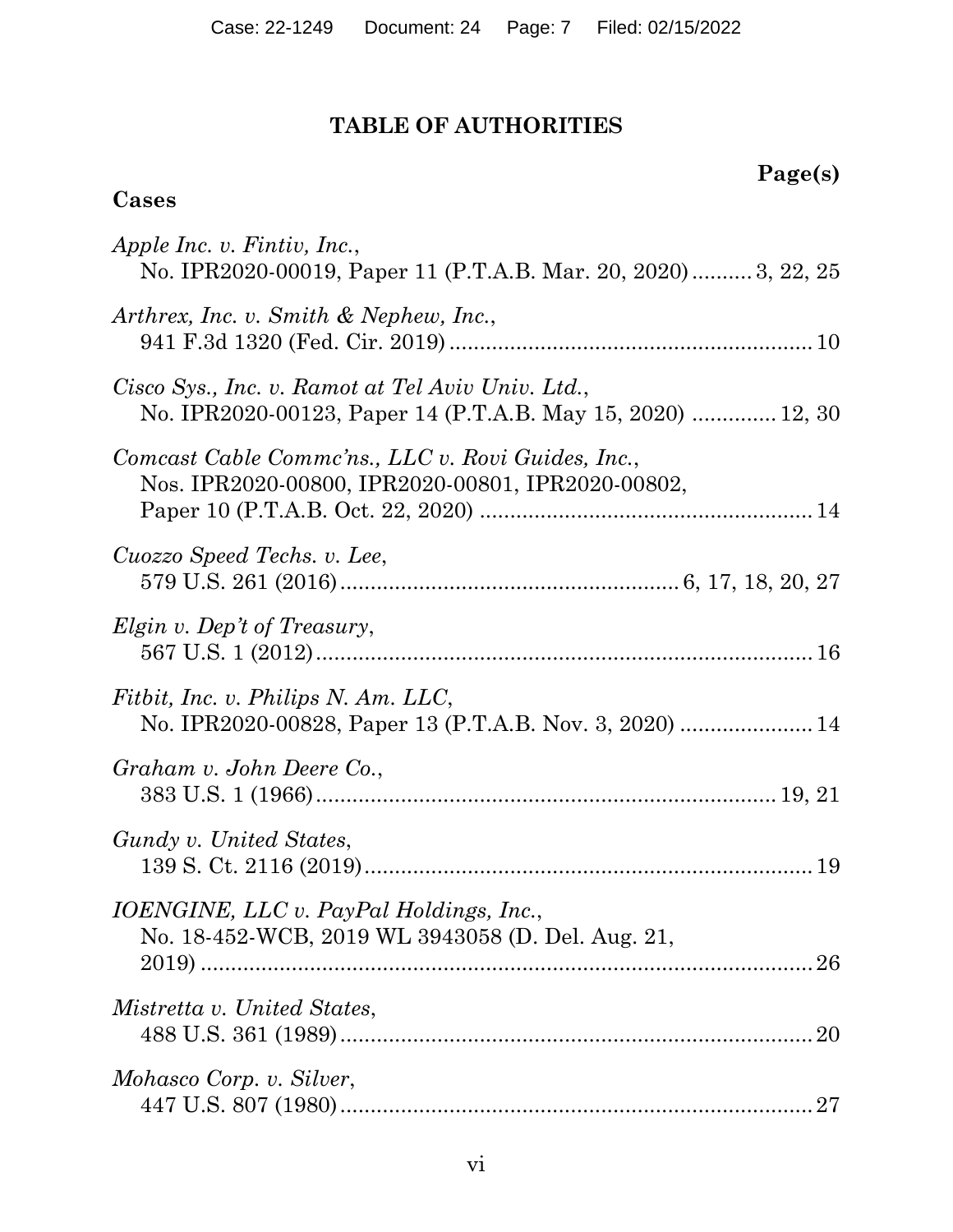# TABLE OF AUTHORITIES

**Page(s)**

**Cases**

*Apple Inc. v. Fintiv, Inc.*,
No. IPR2020-00019, Paper 11 (P.T.A.B. Mar. 20, 2020) .......... 3, 22, 25

*Arthrex, Inc. v. Smith & Nephew, Inc.*,
941 F.3d 1320 (Fed. Cir. 2019) .......... 10

*Cisco Sys., Inc. v. Ramot at Tel Aviv Univ. Ltd.*,
No. IPR2020-00123, Paper 14 (P.T.A.B. May 15, 2020) .......... 12, 30

*Comcast Cable Commc'ns., LLC v. Rovi Guides, Inc.*,
Nos. IPR2020-00800, IPR2020-00801, IPR2020-00802,
Paper 10 (P.T.A.B. Oct. 22, 2020) .......... 14

*Cuozzo Speed Techs. v. Lee*,
579 U.S. 261 (2016) .......... 6, 17, 18, 20, 27

*Elgin v. Dep't of Treasury*,
567 U.S. 1 (2012) .......... 16

*Fitbit, Inc. v. Philips N. Am. LLC*,
No. IPR2020-00828, Paper 13 (P.T.A.B. Nov. 3, 2020) .......... 14

*Graham v. John Deere Co.*,
383 U.S. 1 (1966) .......... 19, 21

*Gundy v. United States*,
139 S. Ct. 2116 (2019) .......... 19

*IOENGINE, LLC v. PayPal Holdings, Inc.*,
No. 18-452-WCB, 2019 WL 3943058 (D. Del. Aug. 21, 2019) .......... 26

*Mistretta v. United States*,
488 U.S. 361 (1989) .......... 20

*Mohasco Corp. v. Silver*,
447 U.S. 807 (1980) .......... 27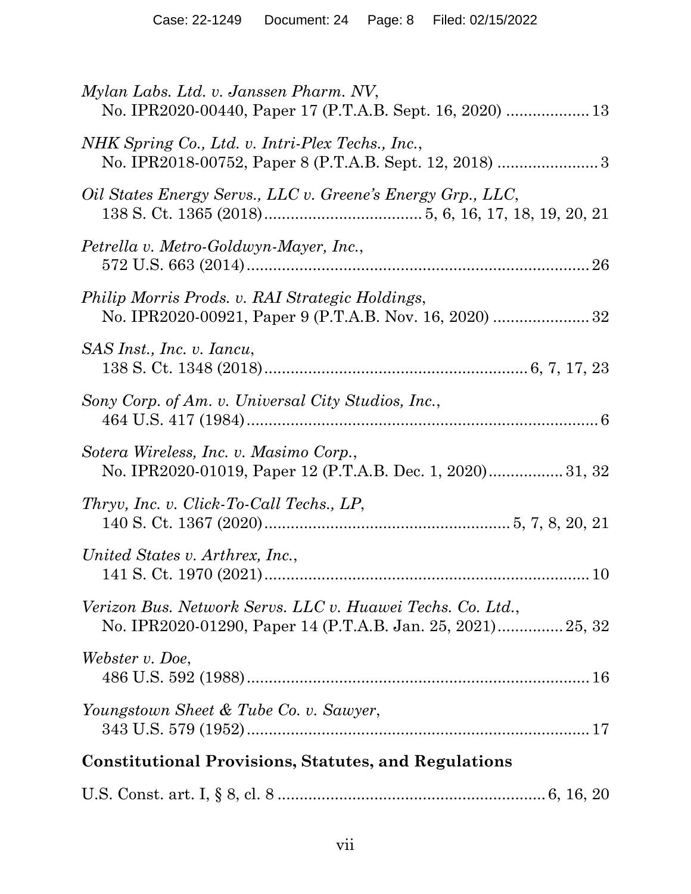*Mylan Labs. Ltd. v. Janssen Pharm. NV*,
No. IPR2020-00440, Paper 17 (P.T.A.B. Sept. 16, 2020) .................. 13

*NHK Spring Co., Ltd. v. Intri-Plex Techs., Inc.*,
No. IPR2018-00752, Paper 8 (P.T.A.B. Sept. 12, 2018) ....................... 3

*Oil States Energy Servs., LLC v. Greene's Energy Grp., LLC*,
138 S. Ct. 1365 (2018).................................. 5, 6, 16, 17, 18, 19, 20, 21

*Petrella v. Metro-Goldwyn-Mayer, Inc.*,
572 U.S. 663 (2014)............................................................................. 26

*Philip Morris Prods. v. RAI Strategic Holdings*,
No. IPR2020-00921, Paper 9 (P.T.A.B. Nov. 16, 2020) ...................... 32

*SAS Inst., Inc. v. Iancu*,
138 S. Ct. 1348 (2018)........................................................... 6, 7, 17, 23

*Sony Corp. of Am. v. Universal City Studios, Inc.*,
464 U.S. 417 (1984)............................................................................... 6

*Sotera Wireless, Inc. v. Masimo Corp.*,
No. IPR2020-01019, Paper 12 (P.T.A.B. Dec. 1, 2020)................. 31, 32

*Thryv, Inc. v. Click-To-Call Techs., LP*,
140 S. Ct. 1367 (2020)........................................................ 5, 7, 8, 20, 21

*United States v. Arthrex, Inc.*,
141 S. Ct. 1970 (2021)......................................................................... 10

*Verizon Bus. Network Servs. LLC v. Huawei Techs. Co. Ltd.*,
No. IPR2020-01290, Paper 14 (P.T.A.B. Jan. 25, 2021)............... 25, 32

*Webster v. Doe*,
486 U.S. 592 (1988)............................................................................. 16

*Youngstown Sheet & Tube Co. v. Sawyer*,
343 U.S. 579 (1952)............................................................................. 17

## Constitutional Provisions, Statutes, and Regulations

U.S. Const. art. I, § 8, cl. 8 ........................................................... 6, 16, 20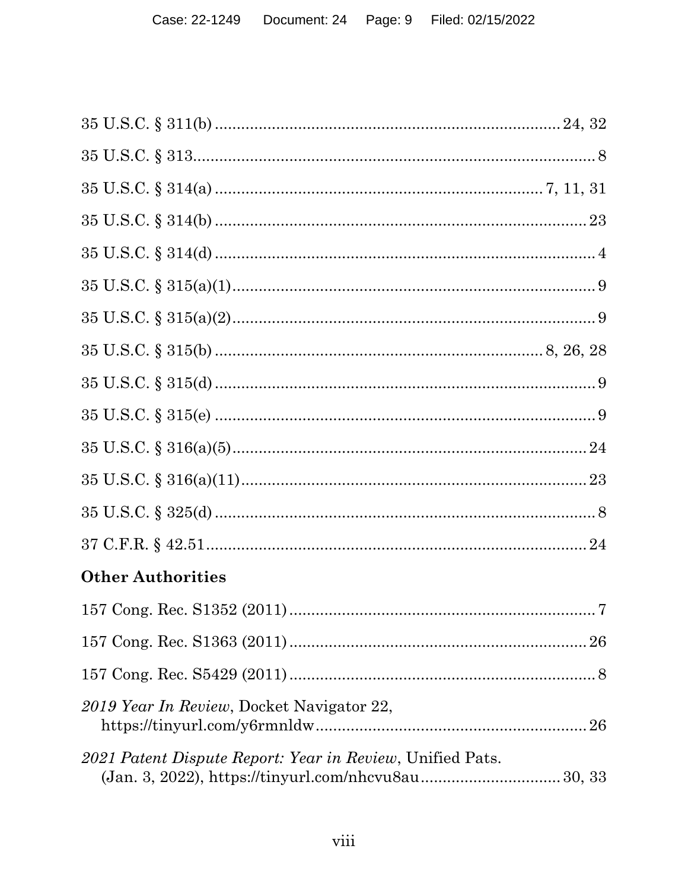35 U.S.C. § 311(b) .......................................................................... 24, 32

35 U.S.C. § 313.................................................................................... 8

35 U.S.C. § 314(a) ...................................................................... 7, 11, 31

35 U.S.C. § 314(b) ................................................................................ 23

35 U.S.C. § 314(d) .................................................................................. 4

35 U.S.C. § 315(a)(1)............................................................................... 9

35 U.S.C. § 315(a)(2)............................................................................... 9

35 U.S.C. § 315(b) ...................................................................... 8, 26, 28

35 U.S.C. § 315(d) .................................................................................. 9

35 U.S.C. § 315(e) ................................................................................... 9

35 U.S.C. § 316(a)(5)............................................................................. 24

35 U.S.C. § 316(a)(11)........................................................................... 23

35 U.S.C. § 325(d) .................................................................................. 8

37 C.F.R. § 42.51................................................................................... 24

**Other Authorities**

157 Cong. Rec. S1352 (2011) .................................................................. 7

157 Cong. Rec. S1363 (2011) ................................................................ 26

157 Cong. Rec. S5429 (2011) .................................................................. 8

*2019 Year In Review*, Docket Navigator 22,
https://tinyurl.com/y6rmnldw.............................................................. 26

*2021 Patent Dispute Report: Year in Review*, Unified Pats.
(Jan. 3, 2022), https://tinyurl.com/nhcvu8au ................................ 30, 33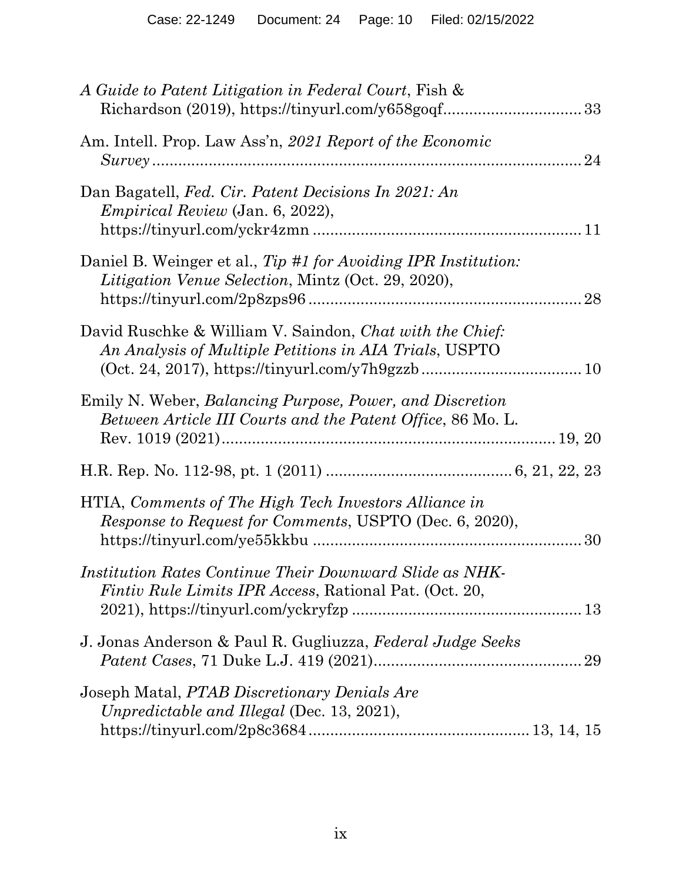*A Guide to Patent Litigation in Federal Court*, Fish & Richardson (2019), https://tinyurl.com/y658goqf................................ 33

Am. Intell. Prop. Law Ass'n, *2021 Report of the Economic Survey* ..................................................................................... 24

Dan Bagatell, *Fed. Cir. Patent Decisions In 2021: An Empirical Review* (Jan. 6, 2022), https://tinyurl.com/yckr4zmn ............................................................ 11

Daniel B. Weinger et al., *Tip #1 for Avoiding IPR Institution: Litigation Venue Selection*, Mintz (Oct. 29, 2020), https://tinyurl.com/2p8zps96 .............................................................. 28

David Ruschke & William V. Saindon, *Chat with the Chief: An Analysis of Multiple Petitions in AIA Trials*, USPTO (Oct. 24, 2017), https://tinyurl.com/y7h9gzzb ..................................... 10

Emily N. Weber, *Balancing Purpose, Power, and Discretion Between Article III Courts and the Patent Office*, 86 Mo. L. Rev. 1019 (2021)............................................................................ 19, 20

H.R. Rep. No. 112-98, pt. 1 (2011) .......................................... 6, 21, 22, 23

HTIA, *Comments of The High Tech Investors Alliance in Response to Request for Comments*, USPTO (Dec. 6, 2020), https://tinyurl.com/ye55kkbu ............................................................. 30

*Institution Rates Continue Their Downward Slide as NHK-Fintiv Rule Limits IPR Access*, Rational Pat. (Oct. 20, 2021), https://tinyurl.com/yckryfzp ..................................................... 13

J. Jonas Anderson & Paul R. Gugliuzza, *Federal Judge Seeks Patent Cases*, 71 Duke L.J. 419 (2021)................................................ 29

Joseph Matal, *PTAB Discretionary Denials Are Unpredictable and Illegal* (Dec. 13, 2021), https://tinyurl.com/2p8c3684 .................................................. 13, 14, 15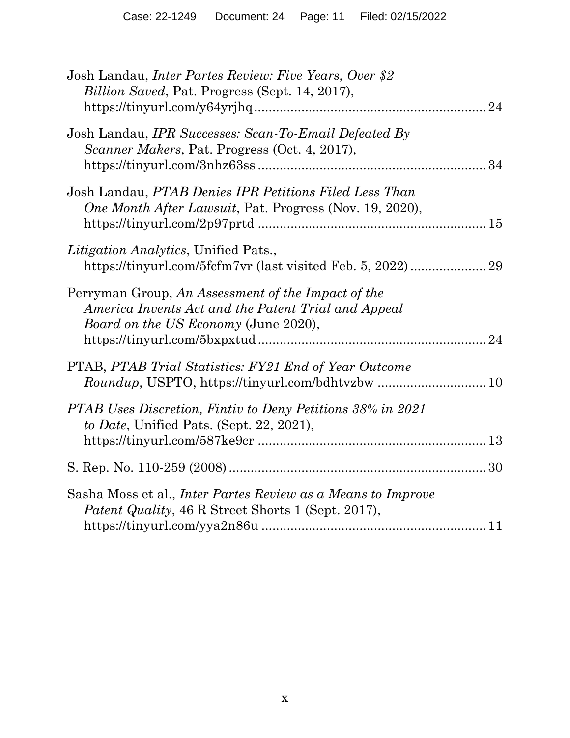Josh Landau, *Inter Partes Review: Five Years, Over $2 Billion Saved*, Pat. Progress (Sept. 14, 2017), https://tinyurl.com/y64yrjhq ................................................................ 24

Josh Landau, *IPR Successes: Scan-To-Email Defeated By Scanner Makers*, Pat. Progress (Oct. 4, 2017), https://tinyurl.com/3nhz63ss ................................................................ 34

Josh Landau, *PTAB Denies IPR Petitions Filed Less Than One Month After Lawsuit*, Pat. Progress (Nov. 19, 2020), https://tinyurl.com/2p97prtd ................................................................ 15

*Litigation Analytics*, Unified Pats., https://tinyurl.com/5fcfm7vr (last visited Feb. 5, 2022) ..................... 29

Perryman Group, *An Assessment of the Impact of the America Invents Act and the Patent Trial and Appeal Board on the US Economy* (June 2020), https://tinyurl.com/5bxpxtud ................................................................ 24

PTAB, *PTAB Trial Statistics: FY21 End of Year Outcome Roundup*, USPTO, https://tinyurl.com/bdhtvzbw ............................. 10

*PTAB Uses Discretion, Fintiv to Deny Petitions 38% in 2021 to Date*, Unified Pats. (Sept. 22, 2021), https://tinyurl.com/587ke9cr ................................................................ 13

S. Rep. No. 110-259 (2008) ................................................................ 30

Sasha Moss et al., *Inter Partes Review as a Means to Improve Patent Quality*, 46 R Street Shorts 1 (Sept. 2017), https://tinyurl.com/yya2n86u ................................................................ 11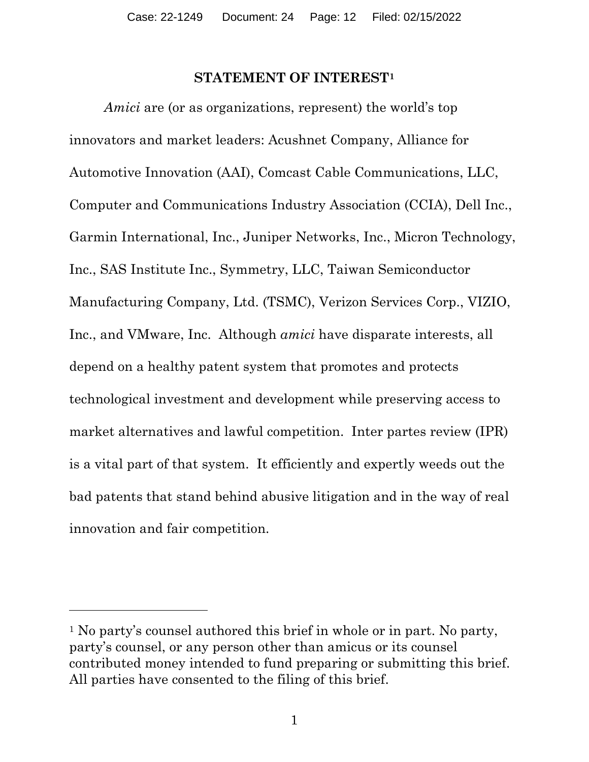## STATEMENT OF INTEREST[1]

*Amici* are (or as organizations, represent) the world's top innovators and market leaders: Acushnet Company, Alliance for Automotive Innovation (AAI), Comcast Cable Communications, LLC, Computer and Communications Industry Association (CCIA), Dell Inc., Garmin International, Inc., Juniper Networks, Inc., Micron Technology, Inc., SAS Institute Inc., Symmetry, LLC, Taiwan Semiconductor Manufacturing Company, Ltd. (TSMC), Verizon Services Corp., VIZIO, Inc., and VMware, Inc. Although *amici* have disparate interests, all depend on a healthy patent system that promotes and protects technological investment and development while preserving access to market alternatives and lawful competition. Inter partes review (IPR) is a vital part of that system. It efficiently and expertly weeds out the bad patents that stand behind abusive litigation and in the way of real innovation and fair competition.

---

[1] No party's counsel authored this brief in whole or in part. No party, party's counsel, or any person other than amicus or its counsel contributed money intended to fund preparing or submitting this brief. All parties have consented to the filing of this brief.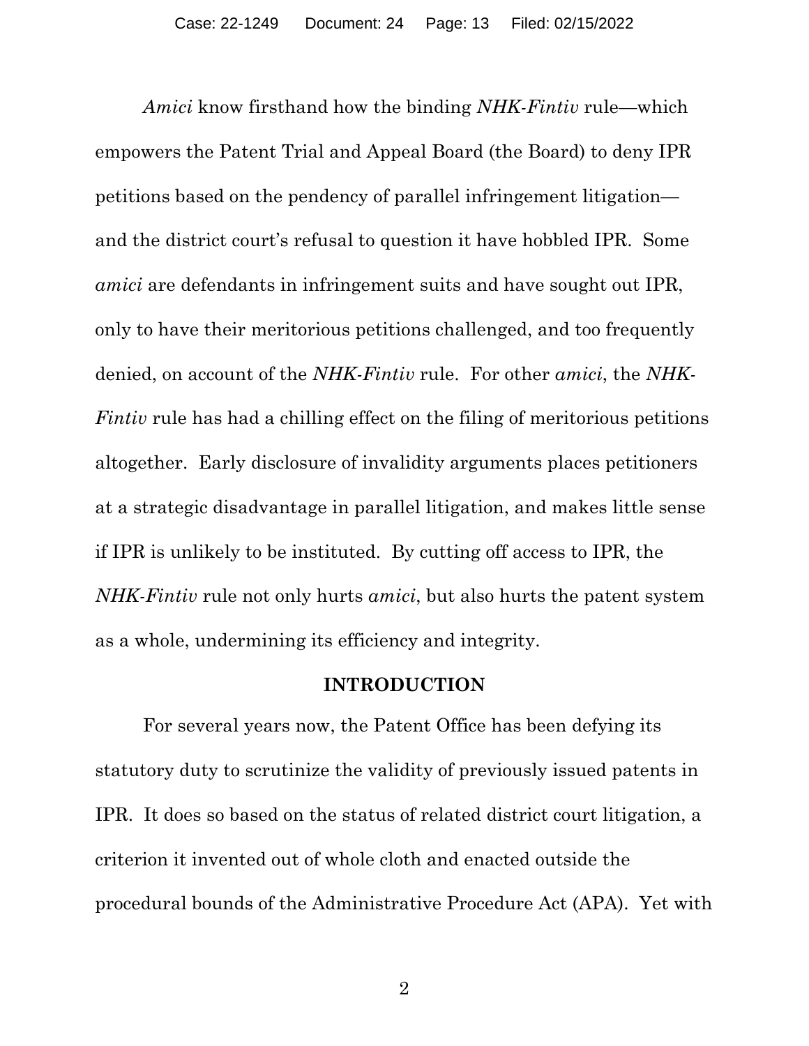*Amici* know firsthand how the binding *NHK-Fintiv* rule—which empowers the Patent Trial and Appeal Board (the Board) to deny IPR petitions based on the pendency of parallel infringement litigation—and the district court's refusal to question it have hobbled IPR. Some *amici* are defendants in infringement suits and have sought out IPR, only to have their meritorious petitions challenged, and too frequently denied, on account of the *NHK-Fintiv* rule. For other *amici*, the *NHK-Fintiv* rule has had a chilling effect on the filing of meritorious petitions altogether. Early disclosure of invalidity arguments places petitioners at a strategic disadvantage in parallel litigation, and makes little sense if IPR is unlikely to be instituted. By cutting off access to IPR, the *NHK-Fintiv* rule not only hurts *amici*, but also hurts the patent system as a whole, undermining its efficiency and integrity.

## INTRODUCTION

For several years now, the Patent Office has been defying its statutory duty to scrutinize the validity of previously issued patents in IPR. It does so based on the status of related district court litigation, a criterion it invented out of whole cloth and enacted outside the procedural bounds of the Administrative Procedure Act (APA). Yet with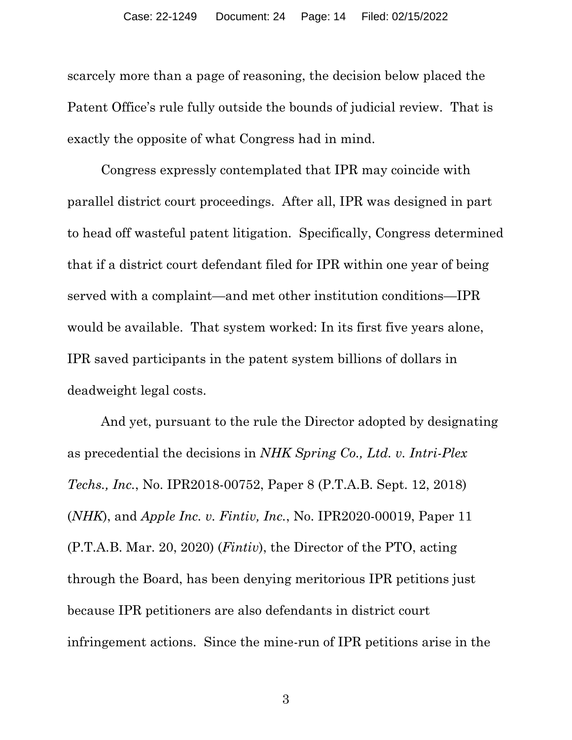scarcely more than a page of reasoning, the decision below placed the Patent Office's rule fully outside the bounds of judicial review. That is exactly the opposite of what Congress had in mind.

Congress expressly contemplated that IPR may coincide with parallel district court proceedings. After all, IPR was designed in part to head off wasteful patent litigation. Specifically, Congress determined that if a district court defendant filed for IPR within one year of being served with a complaint—and met other institution conditions—IPR would be available. That system worked: In its first five years alone, IPR saved participants in the patent system billions of dollars in deadweight legal costs.

And yet, pursuant to the rule the Director adopted by designating as precedential the decisions in *NHK Spring Co., Ltd. v. Intri-Plex Techs., Inc.*, No. IPR2018-00752, Paper 8 (P.T.A.B. Sept. 12, 2018) (*NHK*), and *Apple Inc. v. Fintiv, Inc.*, No. IPR2020-00019, Paper 11 (P.T.A.B. Mar. 20, 2020) (*Fintiv*), the Director of the PTO, acting through the Board, has been denying meritorious IPR petitions just because IPR petitioners are also defendants in district court infringement actions. Since the mine-run of IPR petitions arise in the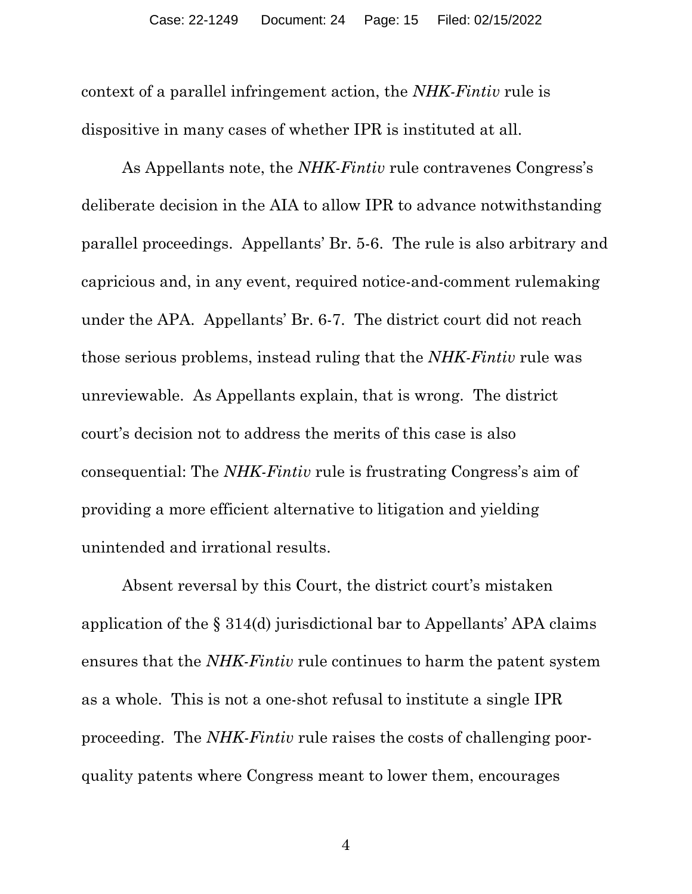context of a parallel infringement action, the *NHK-Fintiv* rule is dispositive in many cases of whether IPR is instituted at all.

As Appellants note, the *NHK-Fintiv* rule contravenes Congress's deliberate decision in the AIA to allow IPR to advance notwithstanding parallel proceedings. Appellants' Br. 5-6. The rule is also arbitrary and capricious and, in any event, required notice-and-comment rulemaking under the APA. Appellants' Br. 6-7. The district court did not reach those serious problems, instead ruling that the *NHK-Fintiv* rule was unreviewable. As Appellants explain, that is wrong. The district court's decision not to address the merits of this case is also consequential: The *NHK-Fintiv* rule is frustrating Congress's aim of providing a more efficient alternative to litigation and yielding unintended and irrational results.

Absent reversal by this Court, the district court's mistaken application of the § 314(d) jurisdictional bar to Appellants' APA claims ensures that the *NHK-Fintiv* rule continues to harm the patent system as a whole. This is not a one-shot refusal to institute a single IPR proceeding. The *NHK-Fintiv* rule raises the costs of challenging poor-quality patents where Congress meant to lower them, encourages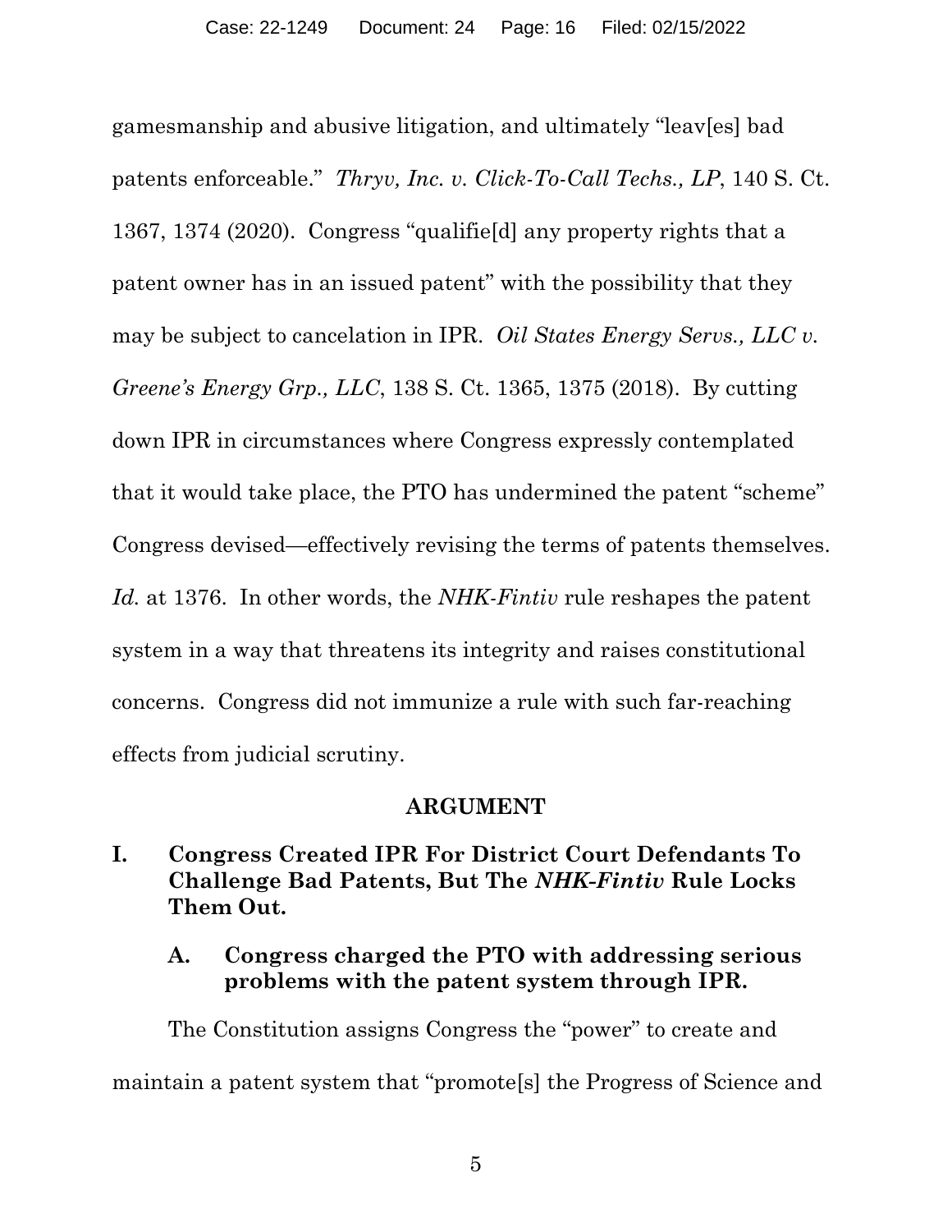gamesmanship and abusive litigation, and ultimately "leav[es] bad patents enforceable." *Thryv, Inc. v. Click-To-Call Techs., LP*, 140 S. Ct. 1367, 1374 (2020). Congress "qualifie[d] any property rights that a patent owner has in an issued patent" with the possibility that they may be subject to cancelation in IPR. *Oil States Energy Servs., LLC v. Greene's Energy Grp., LLC*, 138 S. Ct. 1365, 1375 (2018). By cutting down IPR in circumstances where Congress expressly contemplated that it would take place, the PTO has undermined the patent "scheme" Congress devised—effectively revising the terms of patents themselves. *Id.* at 1376. In other words, the *NHK-Fintiv* rule reshapes the patent system in a way that threatens its integrity and raises constitutional concerns. Congress did not immunize a rule with such far-reaching effects from judicial scrutiny.

## ARGUMENT

### I. Congress Created IPR For District Court Defendants To Challenge Bad Patents, But The *NHK-Fintiv* Rule Locks Them Out.

#### A. Congress charged the PTO with addressing serious problems with the patent system through IPR.

The Constitution assigns Congress the "power" to create and maintain a patent system that "promote[s] the Progress of Science and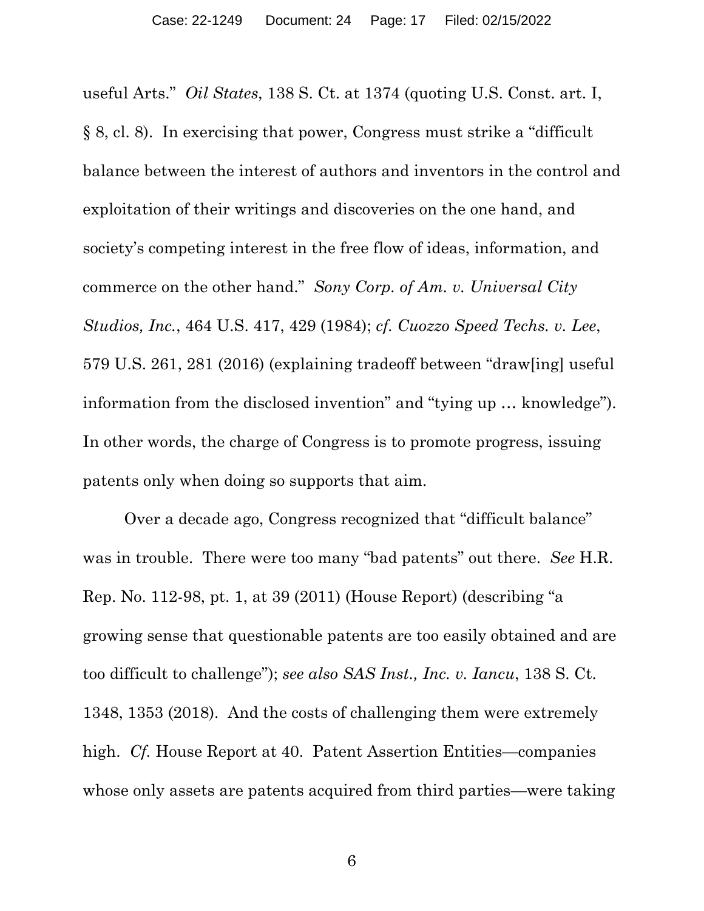useful Arts." *Oil States*, 138 S. Ct. at 1374 (quoting U.S. Const. art. I, § 8, cl. 8). In exercising that power, Congress must strike a "difficult balance between the interest of authors and inventors in the control and exploitation of their writings and discoveries on the one hand, and society's competing interest in the free flow of ideas, information, and commerce on the other hand." *Sony Corp. of Am. v. Universal City Studios, Inc.*, 464 U.S. 417, 429 (1984); *cf. Cuozzo Speed Techs. v. Lee*, 579 U.S. 261, 281 (2016) (explaining tradeoff between "draw[ing] useful information from the disclosed invention" and "tying up … knowledge"). In other words, the charge of Congress is to promote progress, issuing patents only when doing so supports that aim.

Over a decade ago, Congress recognized that "difficult balance" was in trouble. There were too many "bad patents" out there. *See* H.R. Rep. No. 112-98, pt. 1, at 39 (2011) (House Report) (describing "a growing sense that questionable patents are too easily obtained and are too difficult to challenge"); *see also SAS Inst., Inc. v. Iancu*, 138 S. Ct. 1348, 1353 (2018). And the costs of challenging them were extremely high. *Cf.* House Report at 40. Patent Assertion Entities—companies whose only assets are patents acquired from third parties—were taking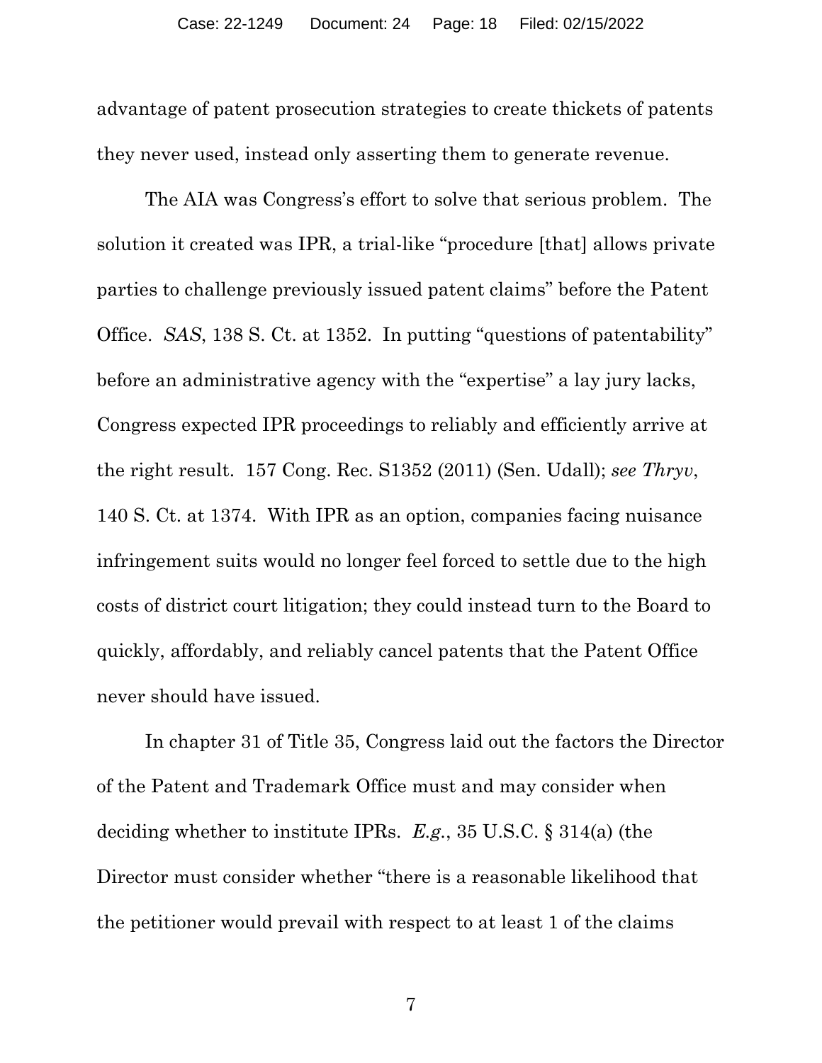advantage of patent prosecution strategies to create thickets of patents they never used, instead only asserting them to generate revenue.

The AIA was Congress's effort to solve that serious problem. The solution it created was IPR, a trial-like "procedure [that] allows private parties to challenge previously issued patent claims" before the Patent Office. *SAS*, 138 S. Ct. at 1352. In putting "questions of patentability" before an administrative agency with the "expertise" a lay jury lacks, Congress expected IPR proceedings to reliably and efficiently arrive at the right result. 157 Cong. Rec. S1352 (2011) (Sen. Udall); *see Thryv*, 140 S. Ct. at 1374. With IPR as an option, companies facing nuisance infringement suits would no longer feel forced to settle due to the high costs of district court litigation; they could instead turn to the Board to quickly, affordably, and reliably cancel patents that the Patent Office never should have issued.

In chapter 31 of Title 35, Congress laid out the factors the Director of the Patent and Trademark Office must and may consider when deciding whether to institute IPRs. *E.g.*, 35 U.S.C. § 314(a) (the Director must consider whether "there is a reasonable likelihood that the petitioner would prevail with respect to at least 1 of the claims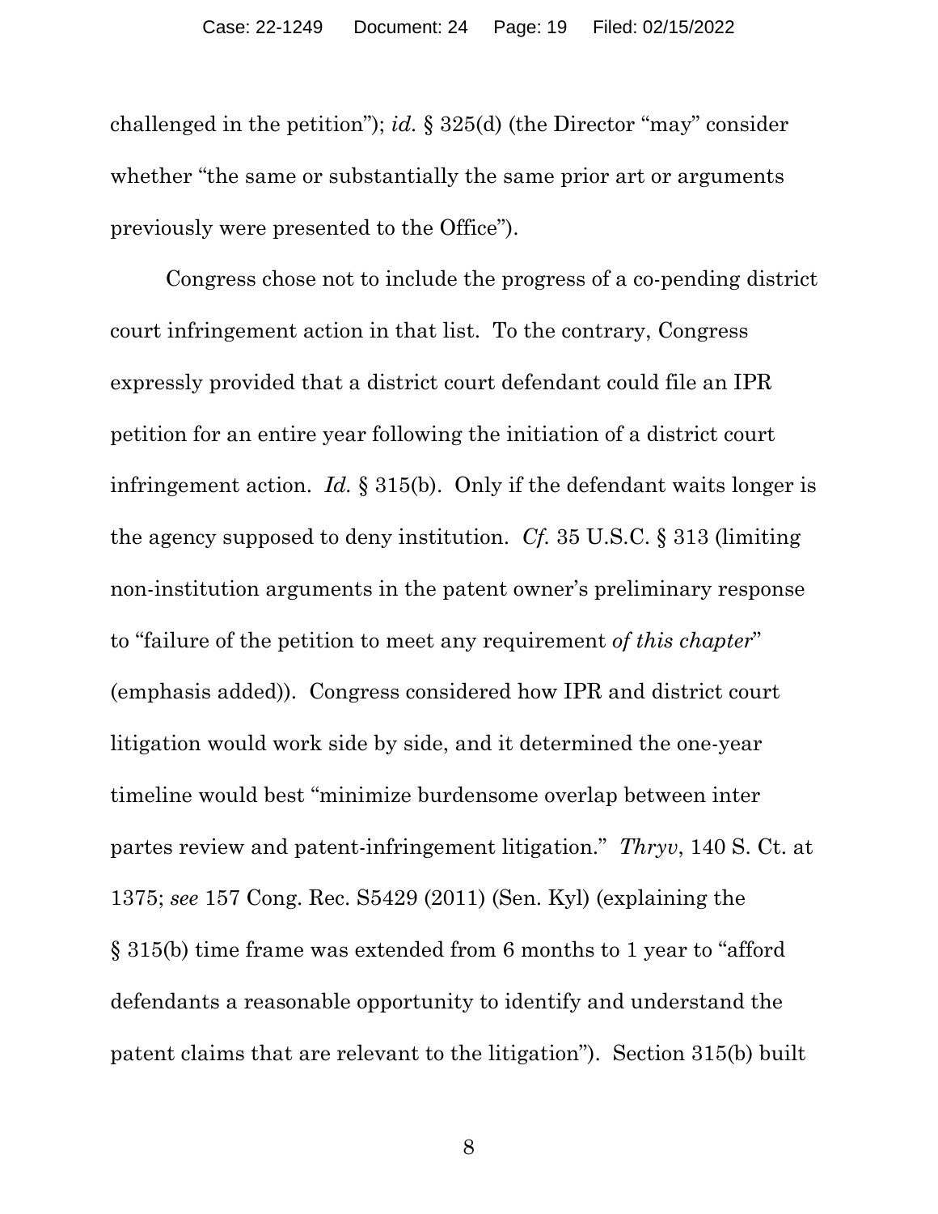challenged in the petition"); *id.* § 325(d) (the Director "may" consider whether "the same or substantially the same prior art or arguments previously were presented to the Office").

Congress chose not to include the progress of a co-pending district court infringement action in that list. To the contrary, Congress expressly provided that a district court defendant could file an IPR petition for an entire year following the initiation of a district court infringement action. *Id.* § 315(b). Only if the defendant waits longer is the agency supposed to deny institution. *Cf.* 35 U.S.C. § 313 (limiting non-institution arguments in the patent owner's preliminary response to "failure of the petition to meet any requirement *of this chapter*" (emphasis added)). Congress considered how IPR and district court litigation would work side by side, and it determined the one-year timeline would best "minimize burdensome overlap between inter partes review and patent-infringement litigation." *Thryv*, 140 S. Ct. at 1375; *see* 157 Cong. Rec. S5429 (2011) (Sen. Kyl) (explaining the § 315(b) time frame was extended from 6 months to 1 year to "afford defendants a reasonable opportunity to identify and understand the patent claims that are relevant to the litigation"). Section 315(b) built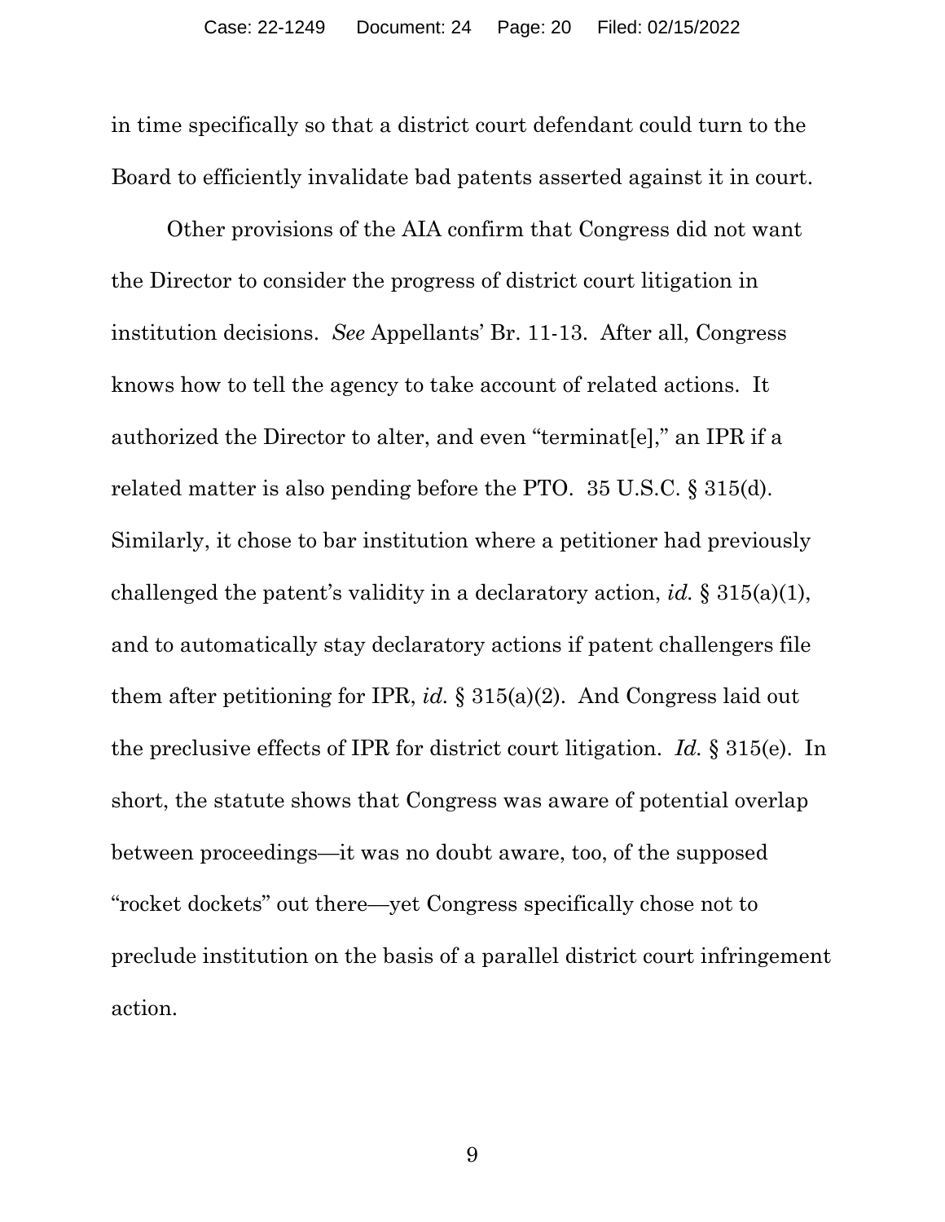in time specifically so that a district court defendant could turn to the Board to efficiently invalidate bad patents asserted against it in court.

Other provisions of the AIA confirm that Congress did not want the Director to consider the progress of district court litigation in institution decisions. *See* Appellants' Br. 11-13. After all, Congress knows how to tell the agency to take account of related actions. It authorized the Director to alter, and even "terminat[e]," an IPR if a related matter is also pending before the PTO. 35 U.S.C. § 315(d). Similarly, it chose to bar institution where a petitioner had previously challenged the patent's validity in a declaratory action, *id.* § 315(a)(1), and to automatically stay declaratory actions if patent challengers file them after petitioning for IPR, *id.* § 315(a)(2). And Congress laid out the preclusive effects of IPR for district court litigation. *Id.* § 315(e). In short, the statute shows that Congress was aware of potential overlap between proceedings—it was no doubt aware, too, of the supposed "rocket dockets" out there—yet Congress specifically chose not to preclude institution on the basis of a parallel district court infringement action.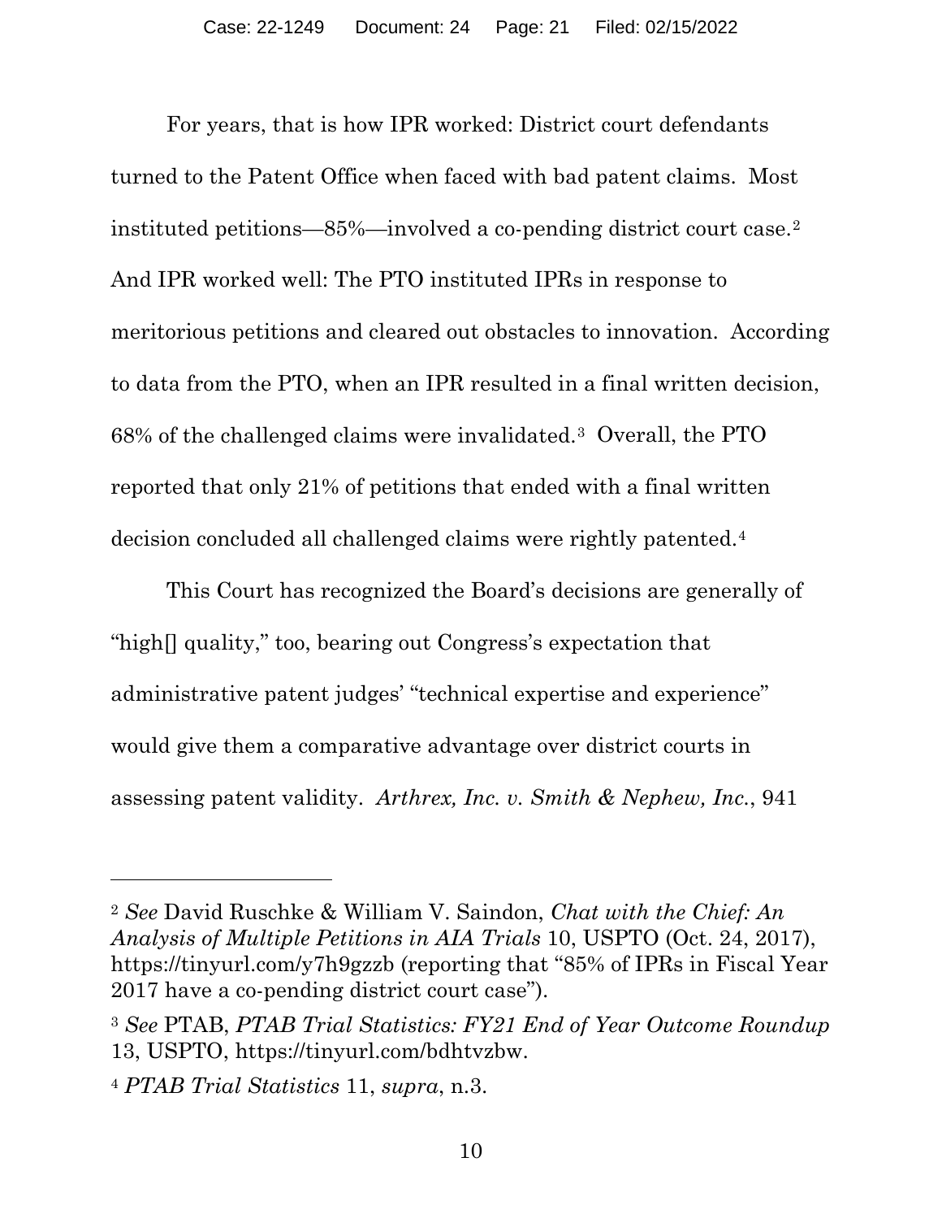For years, that is how IPR worked: District court defendants turned to the Patent Office when faced with bad patent claims. Most instituted petitions—85%—involved a co-pending district court case.[2] And IPR worked well: The PTO instituted IPRs in response to meritorious petitions and cleared out obstacles to innovation. According to data from the PTO, when an IPR resulted in a final written decision, 68% of the challenged claims were invalidated.[3] Overall, the PTO reported that only 21% of petitions that ended with a final written decision concluded all challenged claims were rightly patented.[4]

This Court has recognized the Board's decisions are generally of "high[] quality," too, bearing out Congress's expectation that administrative patent judges' "technical expertise and experience" would give them a comparative advantage over district courts in assessing patent validity. *Arthrex, Inc. v. Smith & Nephew, Inc.*, 941

---

[2] *See* David Ruschke & William V. Saindon, *Chat with the Chief: An Analysis of Multiple Petitions in AIA Trials* 10, USPTO (Oct. 24, 2017), https://tinyurl.com/y7h9gzzb (reporting that "85% of IPRs in Fiscal Year 2017 have a co-pending district court case").

[3] *See* PTAB, *PTAB Trial Statistics: FY21 End of Year Outcome Roundup* 13, USPTO, https://tinyurl.com/bdhtvzbw.

[4] *PTAB Trial Statistics* 11, *supra*, n.3.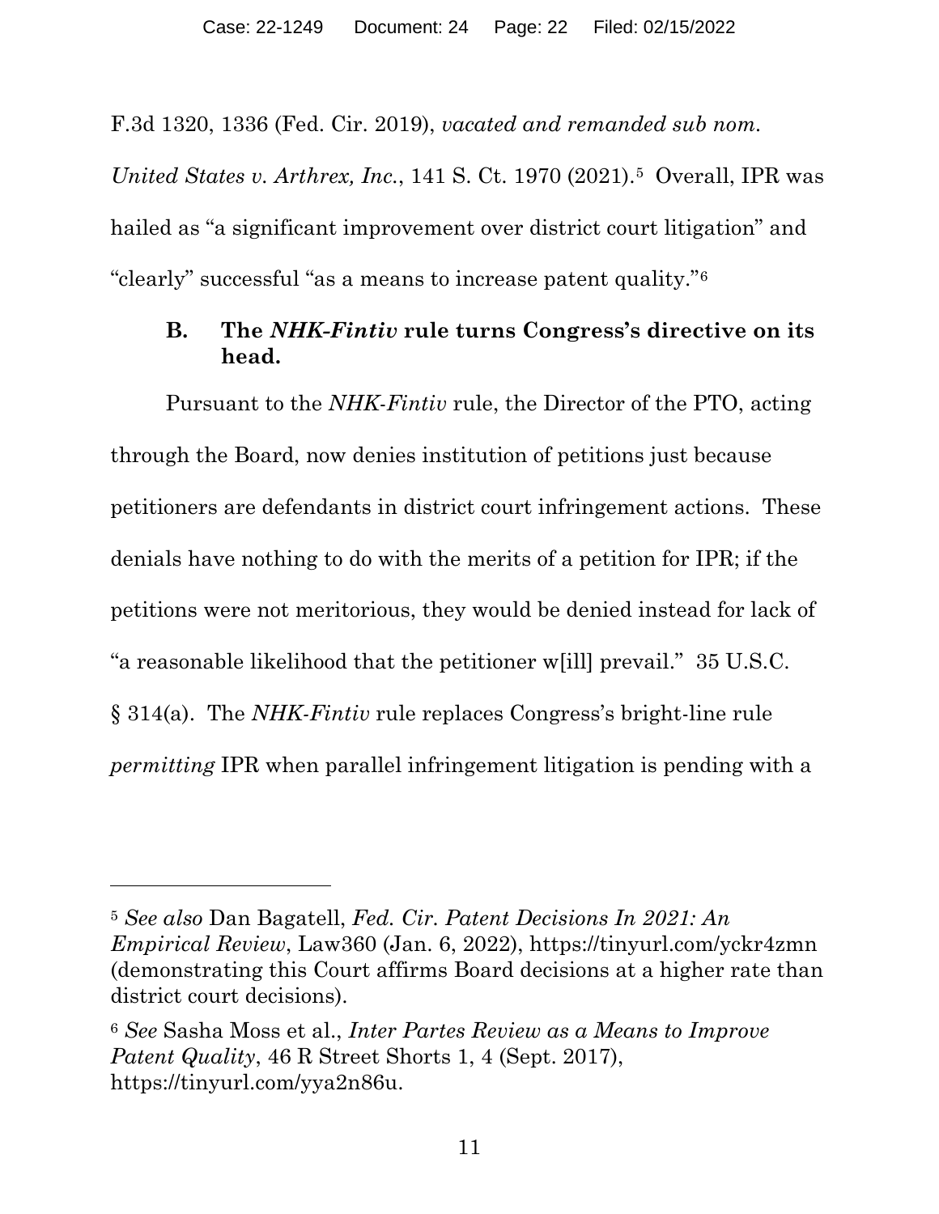F.3d 1320, 1336 (Fed. Cir. 2019), *vacated and remanded sub nom. United States v. Arthrex, Inc.*, 141 S. Ct. 1970 (2021).[5] Overall, IPR was hailed as "a significant improvement over district court litigation" and "clearly" successful "as a means to increase patent quality."[6]

### B. The *NHK-Fintiv* rule turns Congress's directive on its head.

Pursuant to the *NHK-Fintiv* rule, the Director of the PTO, acting through the Board, now denies institution of petitions just because petitioners are defendants in district court infringement actions. These denials have nothing to do with the merits of a petition for IPR; if the petitions were not meritorious, they would be denied instead for lack of "a reasonable likelihood that the petitioner w[ill] prevail." 35 U.S.C. § 314(a). The *NHK-Fintiv* rule replaces Congress's bright-line rule *permitting* IPR when parallel infringement litigation is pending with a

---

[5] *See also* Dan Bagatell, *Fed. Cir. Patent Decisions In 2021: An Empirical Review*, Law360 (Jan. 6, 2022), https://tinyurl.com/yckr4zmn (demonstrating this Court affirms Board decisions at a higher rate than district court decisions).

[6] *See* Sasha Moss et al., *Inter Partes Review as a Means to Improve Patent Quality*, 46 R Street Shorts 1, 4 (Sept. 2017), https://tinyurl.com/yya2n86u.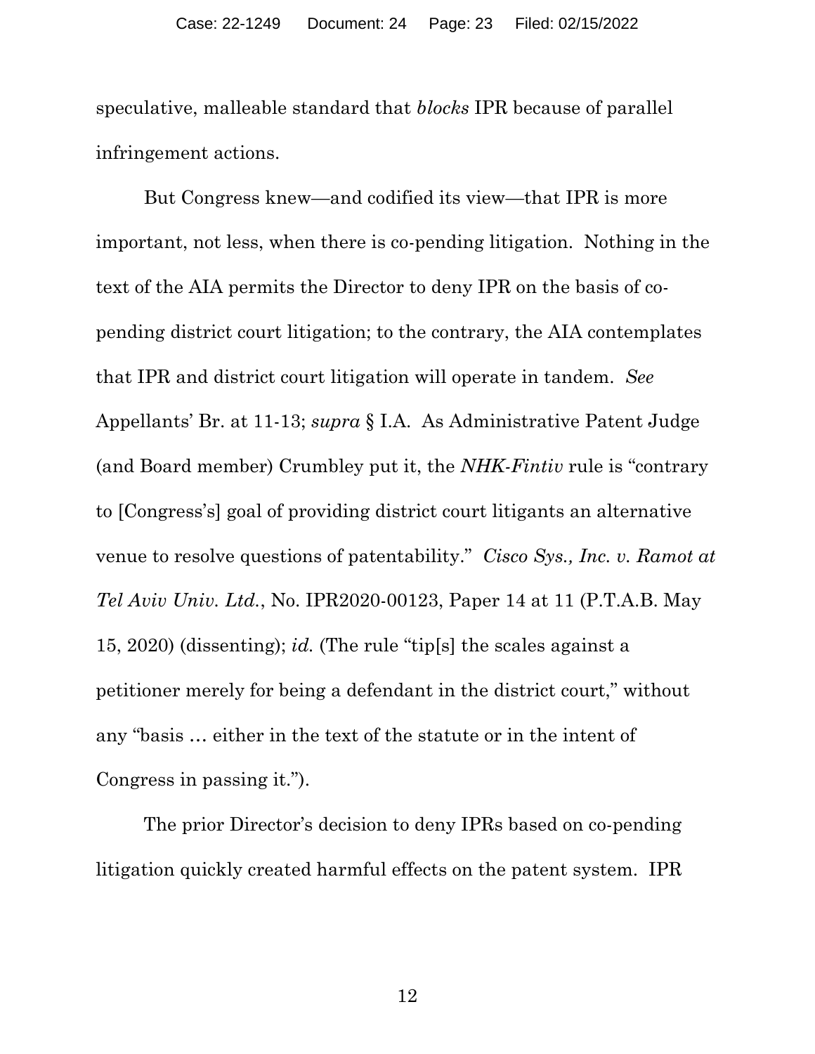speculative, malleable standard that *blocks* IPR because of parallel infringement actions.

But Congress knew—and codified its view—that IPR is more important, not less, when there is co-pending litigation. Nothing in the text of the AIA permits the Director to deny IPR on the basis of co-pending district court litigation; to the contrary, the AIA contemplates that IPR and district court litigation will operate in tandem. *See* Appellants' Br. at 11-13; *supra* § I.A. As Administrative Patent Judge (and Board member) Crumbley put it, the *NHK-Fintiv* rule is "contrary to [Congress's] goal of providing district court litigants an alternative venue to resolve questions of patentability." *Cisco Sys., Inc. v. Ramot at Tel Aviv Univ. Ltd.*, No. IPR2020-00123, Paper 14 at 11 (P.T.A.B. May 15, 2020) (dissenting); *id.* (The rule "tip[s] the scales against a petitioner merely for being a defendant in the district court," without any "basis … either in the text of the statute or in the intent of Congress in passing it.").

The prior Director's decision to deny IPRs based on co-pending litigation quickly created harmful effects on the patent system. IPR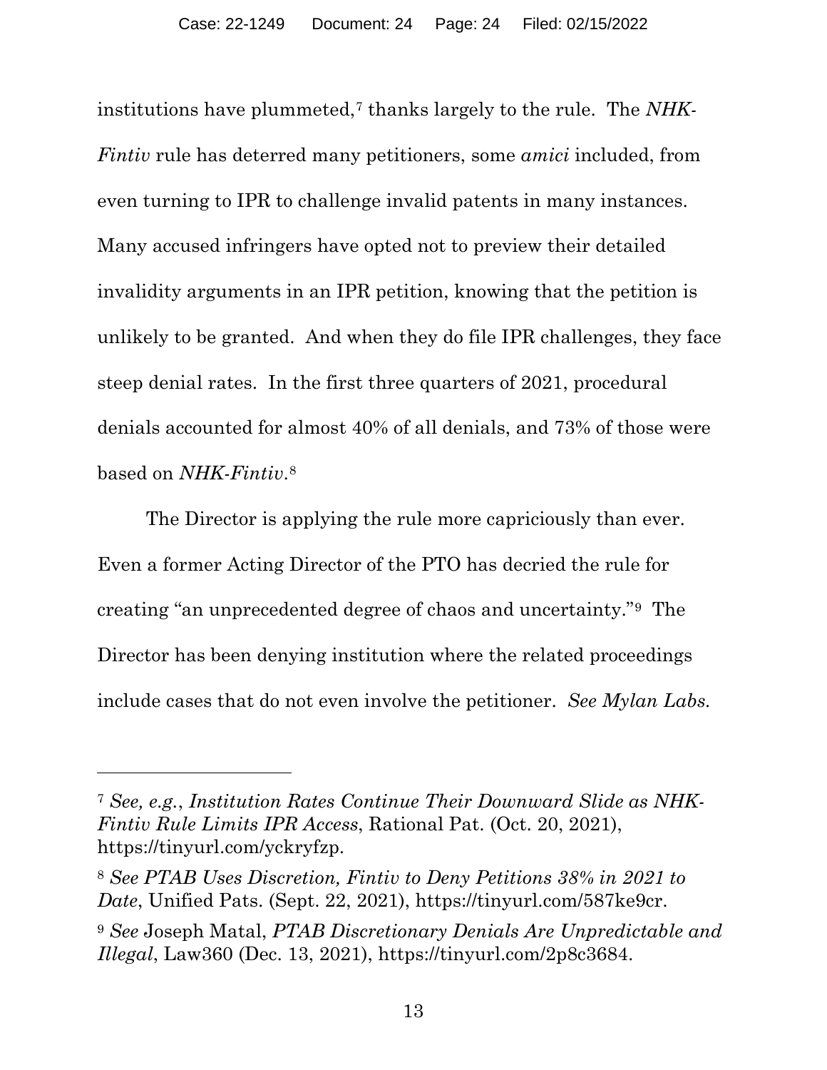institutions have plummeted,[7] thanks largely to the rule. The *NHK-Fintiv* rule has deterred many petitioners, some *amici* included, from even turning to IPR to challenge invalid patents in many instances. Many accused infringers have opted not to preview their detailed invalidity arguments in an IPR petition, knowing that the petition is unlikely to be granted. And when they do file IPR challenges, they face steep denial rates. In the first three quarters of 2021, procedural denials accounted for almost 40% of all denials, and 73% of those were based on *NHK-Fintiv*.[8]

The Director is applying the rule more capriciously than ever. Even a former Acting Director of the PTO has decried the rule for creating "an unprecedented degree of chaos and uncertainty."[9] The Director has been denying institution where the related proceedings include cases that do not even involve the petitioner. *See Mylan Labs.*

---

[7] *See, e.g.*, *Institution Rates Continue Their Downward Slide as NHK-Fintiv Rule Limits IPR Access*, Rational Pat. (Oct. 20, 2021), https://tinyurl.com/yckryfzp.

[8] *See PTAB Uses Discretion, Fintiv to Deny Petitions 38% in 2021 to Date*, Unified Pats. (Sept. 22, 2021), https://tinyurl.com/587ke9cr.

[9] *See* Joseph Matal, *PTAB Discretionary Denials Are Unpredictable and Illegal*, Law360 (Dec. 13, 2021), https://tinyurl.com/2p8c3684.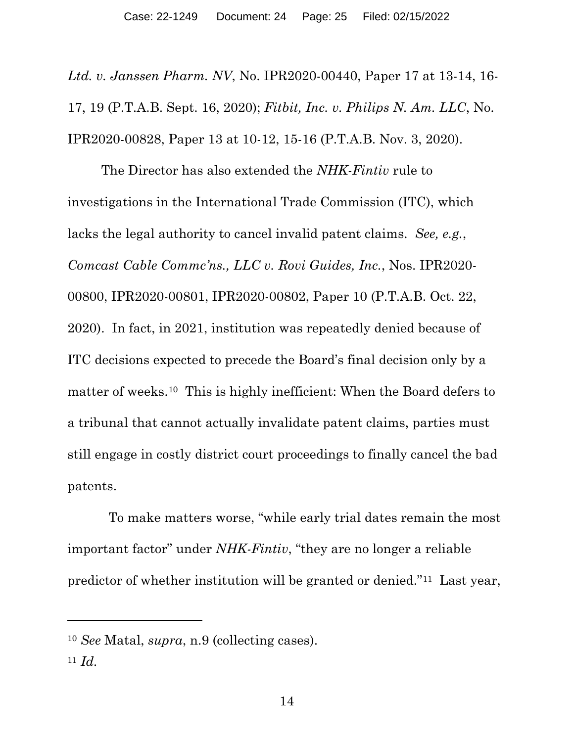*Ltd. v. Janssen Pharm. NV*, No. IPR2020-00440, Paper 17 at 13-14, 16-17, 19 (P.T.A.B. Sept. 16, 2020); *Fitbit, Inc. v. Philips N. Am. LLC*, No. IPR2020-00828, Paper 13 at 10-12, 15-16 (P.T.A.B. Nov. 3, 2020).

The Director has also extended the *NHK-Fintiv* rule to investigations in the International Trade Commission (ITC), which lacks the legal authority to cancel invalid patent claims. *See, e.g.*, *Comcast Cable Commc'ns., LLC v. Rovi Guides, Inc.*, Nos. IPR2020-00800, IPR2020-00801, IPR2020-00802, Paper 10 (P.T.A.B. Oct. 22, 2020). In fact, in 2021, institution was repeatedly denied because of ITC decisions expected to precede the Board's final decision only by a matter of weeks.[10] This is highly inefficient: When the Board defers to a tribunal that cannot actually invalidate patent claims, parties must still engage in costly district court proceedings to finally cancel the bad patents.

To make matters worse, "while early trial dates remain the most important factor" under *NHK-Fintiv*, "they are no longer a reliable predictor of whether institution will be granted or denied."[11] Last year,

---

[10] *See* Matal, *supra*, n.9 (collecting cases).

[11] *Id.*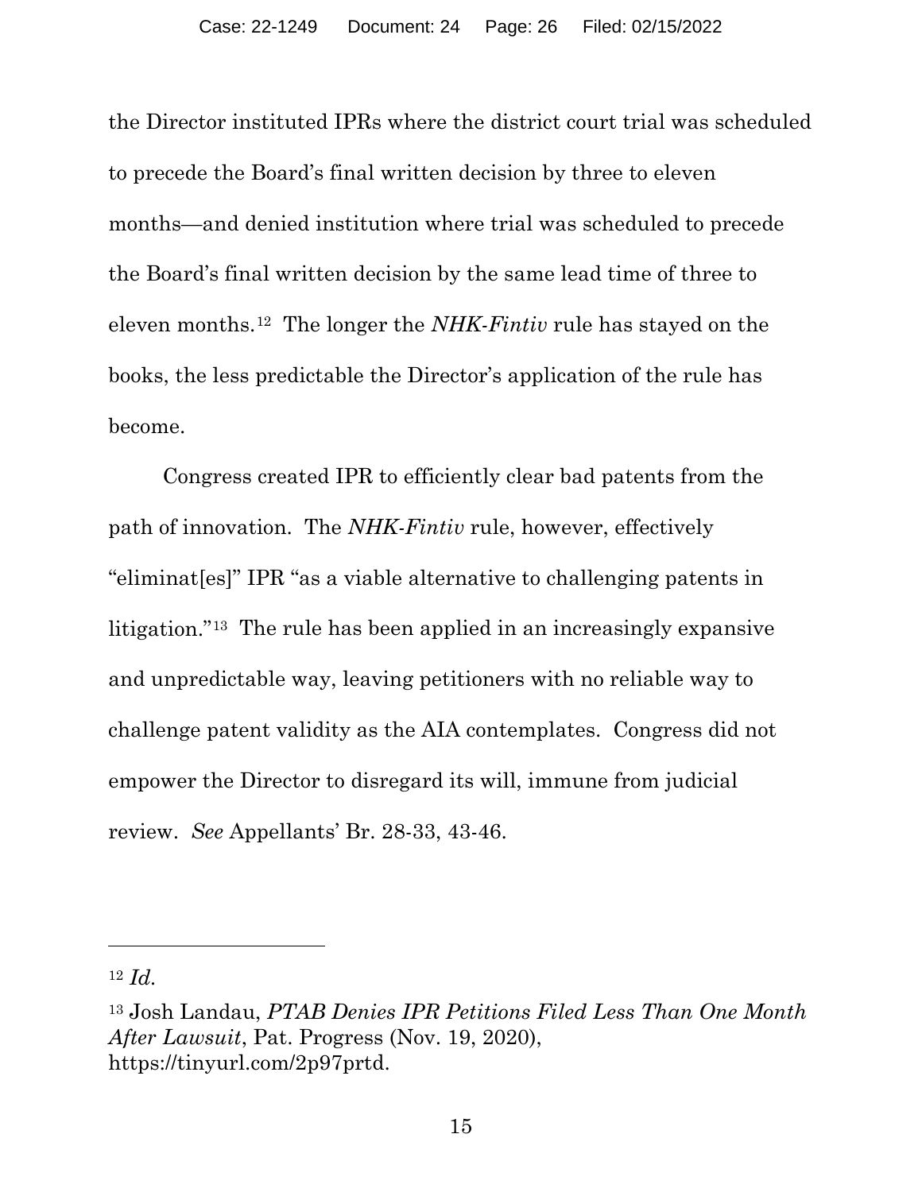the Director instituted IPRs where the district court trial was scheduled to precede the Board's final written decision by three to eleven months—and denied institution where trial was scheduled to precede the Board's final written decision by the same lead time of three to eleven months.[12] The longer the *NHK-Fintiv* rule has stayed on the books, the less predictable the Director's application of the rule has become.

Congress created IPR to efficiently clear bad patents from the path of innovation. The *NHK-Fintiv* rule, however, effectively "eliminat[es]" IPR "as a viable alternative to challenging patents in litigation."[13] The rule has been applied in an increasingly expansive and unpredictable way, leaving petitioners with no reliable way to challenge patent validity as the AIA contemplates. Congress did not empower the Director to disregard its will, immune from judicial review. *See* Appellants' Br. 28-33, 43-46.

---

[12] *Id.*

[13] Josh Landau, *PTAB Denies IPR Petitions Filed Less Than One Month After Lawsuit*, Pat. Progress (Nov. 19, 2020), https://tinyurl.com/2p97prtd.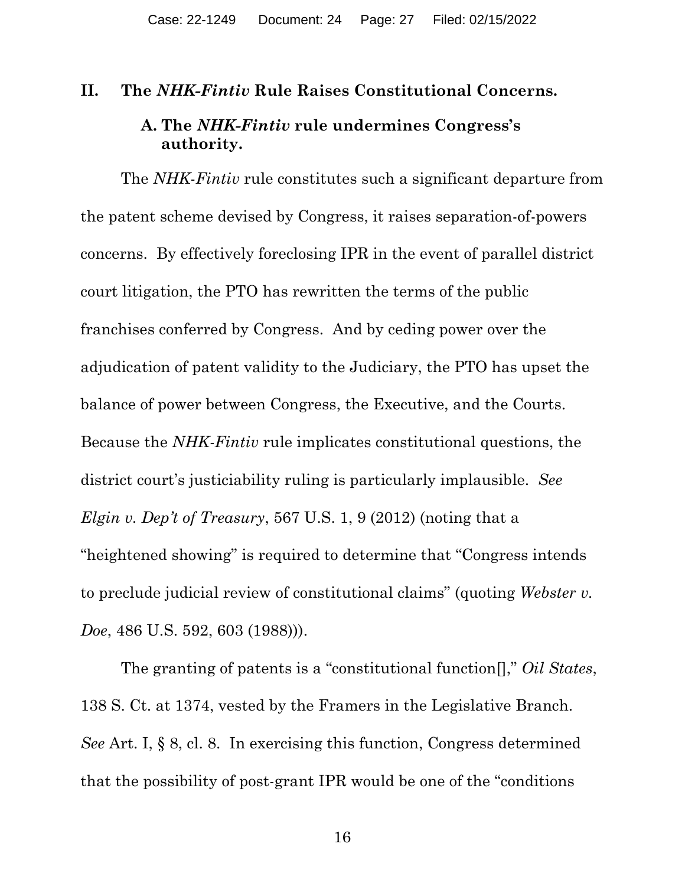## II. The *NHK-Fintiv* Rule Raises Constitutional Concerns.

### A. The *NHK-Fintiv* rule undermines Congress's authority.

The *NHK-Fintiv* rule constitutes such a significant departure from the patent scheme devised by Congress, it raises separation-of-powers concerns. By effectively foreclosing IPR in the event of parallel district court litigation, the PTO has rewritten the terms of the public franchises conferred by Congress. And by ceding power over the adjudication of patent validity to the Judiciary, the PTO has upset the balance of power between Congress, the Executive, and the Courts. Because the *NHK-Fintiv* rule implicates constitutional questions, the district court's justiciability ruling is particularly implausible. *See Elgin v. Dep't of Treasury*, 567 U.S. 1, 9 (2012) (noting that a "heightened showing" is required to determine that "Congress intends to preclude judicial review of constitutional claims" (quoting *Webster v. Doe*, 486 U.S. 592, 603 (1988))).

The granting of patents is a "constitutional function[]," *Oil States*, 138 S. Ct. at 1374, vested by the Framers in the Legislative Branch. *See* Art. I, § 8, cl. 8. In exercising this function, Congress determined that the possibility of post-grant IPR would be one of the "conditions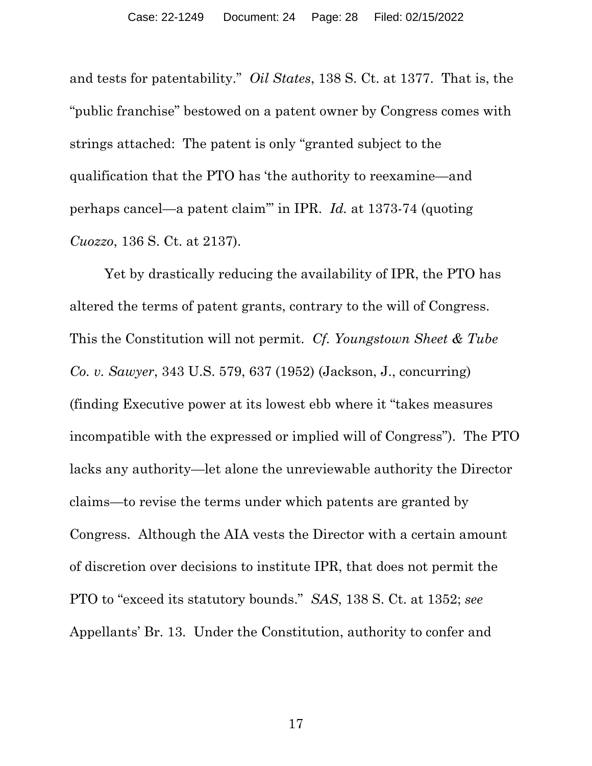and tests for patentability." *Oil States*, 138 S. Ct. at 1377. That is, the "public franchise" bestowed on a patent owner by Congress comes with strings attached: The patent is only "granted subject to the qualification that the PTO has 'the authority to reexamine—and perhaps cancel—a patent claim'" in IPR. *Id.* at 1373-74 (quoting *Cuozzo*, 136 S. Ct. at 2137).

Yet by drastically reducing the availability of IPR, the PTO has altered the terms of patent grants, contrary to the will of Congress. This the Constitution will not permit. *Cf. Youngstown Sheet & Tube Co. v. Sawyer*, 343 U.S. 579, 637 (1952) (Jackson, J., concurring) (finding Executive power at its lowest ebb where it "takes measures incompatible with the expressed or implied will of Congress"). The PTO lacks any authority—let alone the unreviewable authority the Director claims—to revise the terms under which patents are granted by Congress. Although the AIA vests the Director with a certain amount of discretion over decisions to institute IPR, that does not permit the PTO to "exceed its statutory bounds." *SAS*, 138 S. Ct. at 1352; *see* Appellants' Br. 13. Under the Constitution, authority to confer and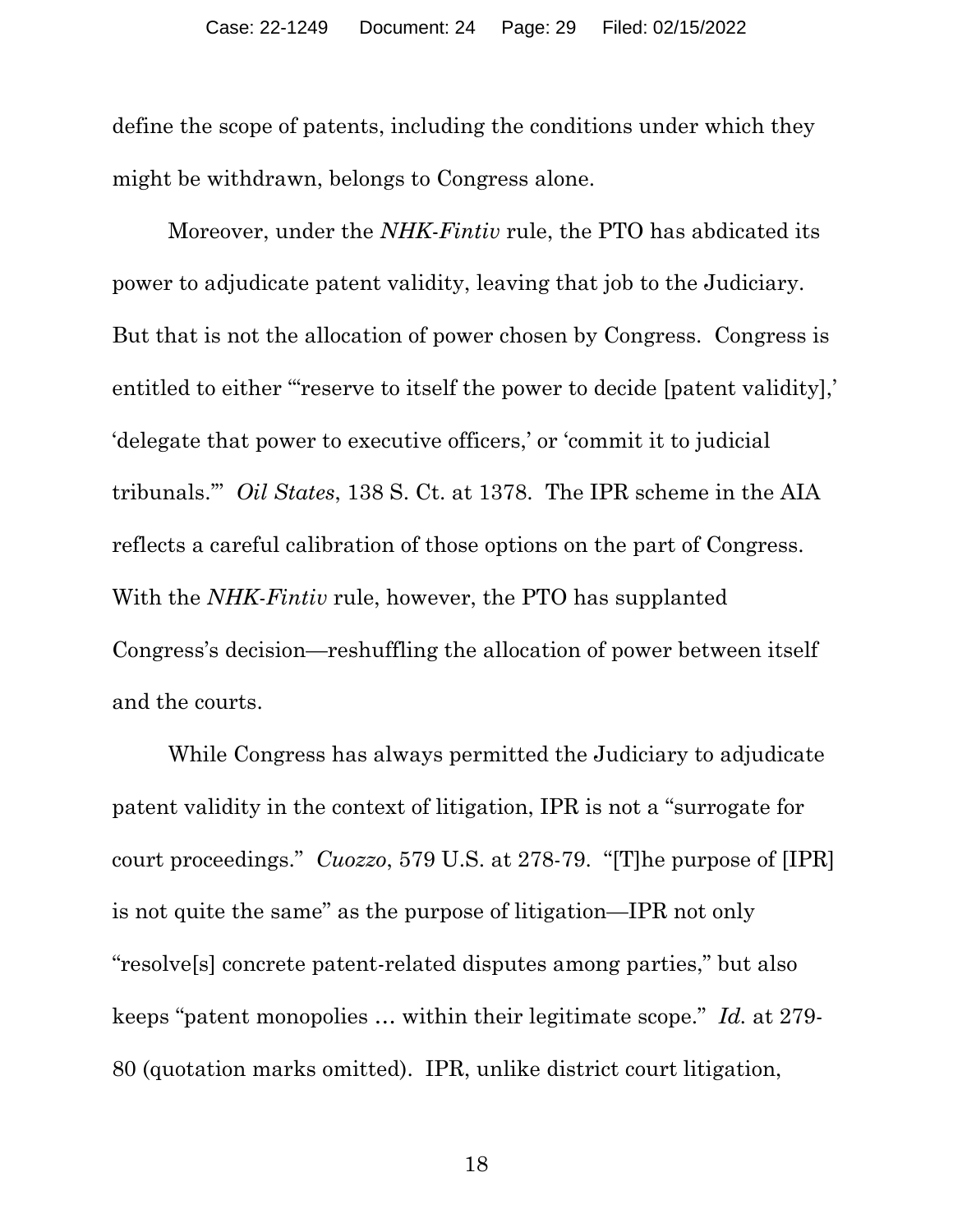define the scope of patents, including the conditions under which they might be withdrawn, belongs to Congress alone.

Moreover, under the *NHK-Fintiv* rule, the PTO has abdicated its power to adjudicate patent validity, leaving that job to the Judiciary. But that is not the allocation of power chosen by Congress. Congress is entitled to either "'reserve to itself the power to decide [patent validity],' 'delegate that power to executive officers,' or 'commit it to judicial tribunals.'" *Oil States*, 138 S. Ct. at 1378. The IPR scheme in the AIA reflects a careful calibration of those options on the part of Congress. With the *NHK-Fintiv* rule, however, the PTO has supplanted Congress's decision—reshuffling the allocation of power between itself and the courts.

While Congress has always permitted the Judiciary to adjudicate patent validity in the context of litigation, IPR is not a "surrogate for court proceedings." *Cuozzo*, 579 U.S. at 278-79. "[T]he purpose of [IPR] is not quite the same" as the purpose of litigation—IPR not only "resolve[s] concrete patent-related disputes among parties," but also keeps "patent monopolies … within their legitimate scope." *Id.* at 279-80 (quotation marks omitted). IPR, unlike district court litigation,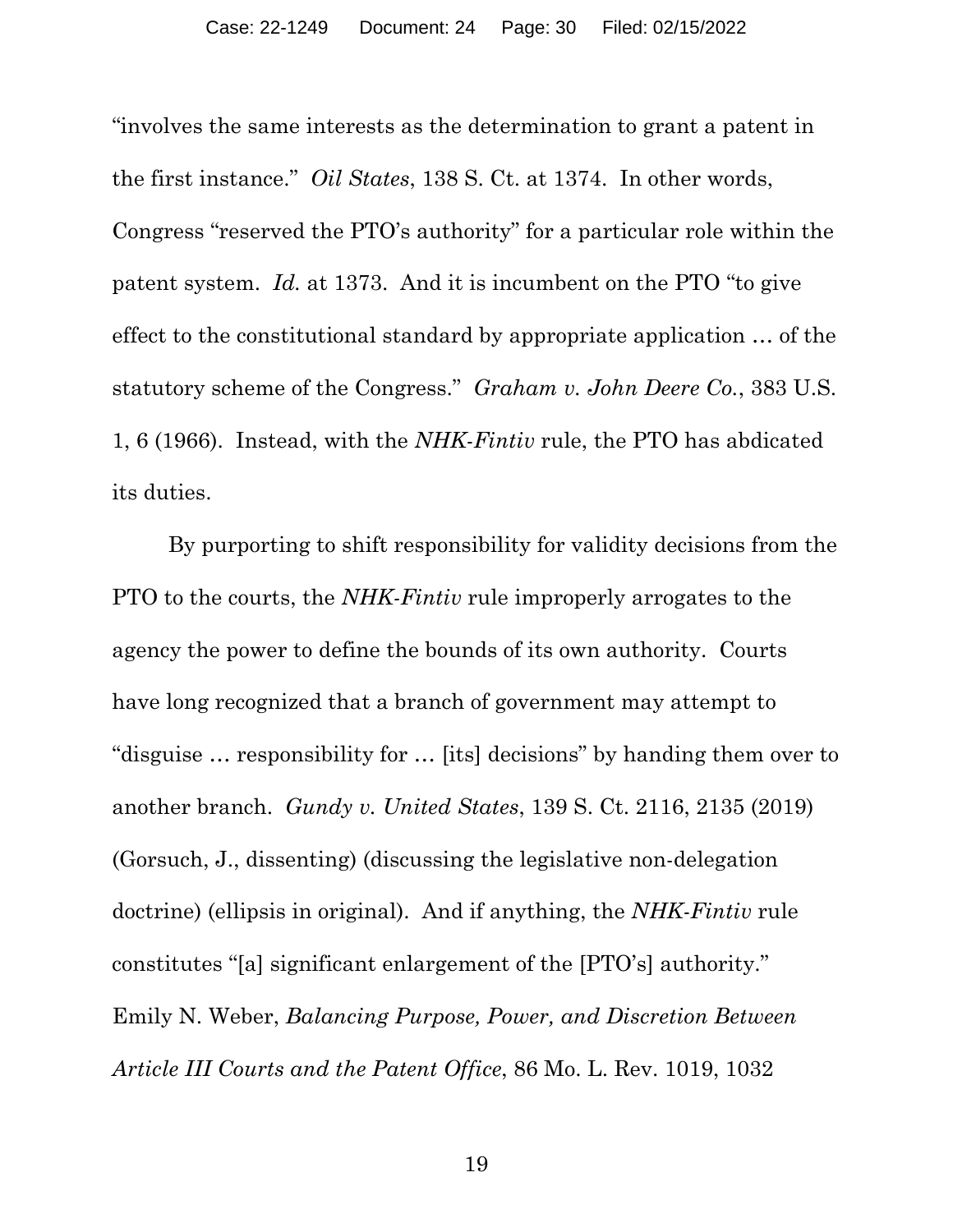"involves the same interests as the determination to grant a patent in the first instance." *Oil States*, 138 S. Ct. at 1374. In other words, Congress "reserved the PTO's authority" for a particular role within the patent system. *Id.* at 1373. And it is incumbent on the PTO "to give effect to the constitutional standard by appropriate application … of the statutory scheme of the Congress." *Graham v. John Deere Co.*, 383 U.S. 1, 6 (1966). Instead, with the *NHK-Fintiv* rule, the PTO has abdicated its duties.

By purporting to shift responsibility for validity decisions from the PTO to the courts, the *NHK-Fintiv* rule improperly arrogates to the agency the power to define the bounds of its own authority. Courts have long recognized that a branch of government may attempt to "disguise … responsibility for … [its] decisions" by handing them over to another branch. *Gundy v. United States*, 139 S. Ct. 2116, 2135 (2019) (Gorsuch, J., dissenting) (discussing the legislative non-delegation doctrine) (ellipsis in original). And if anything, the *NHK-Fintiv* rule constitutes "[a] significant enlargement of the [PTO's] authority." Emily N. Weber, *Balancing Purpose, Power, and Discretion Between Article III Courts and the Patent Office*, 86 Mo. L. Rev. 1019, 1032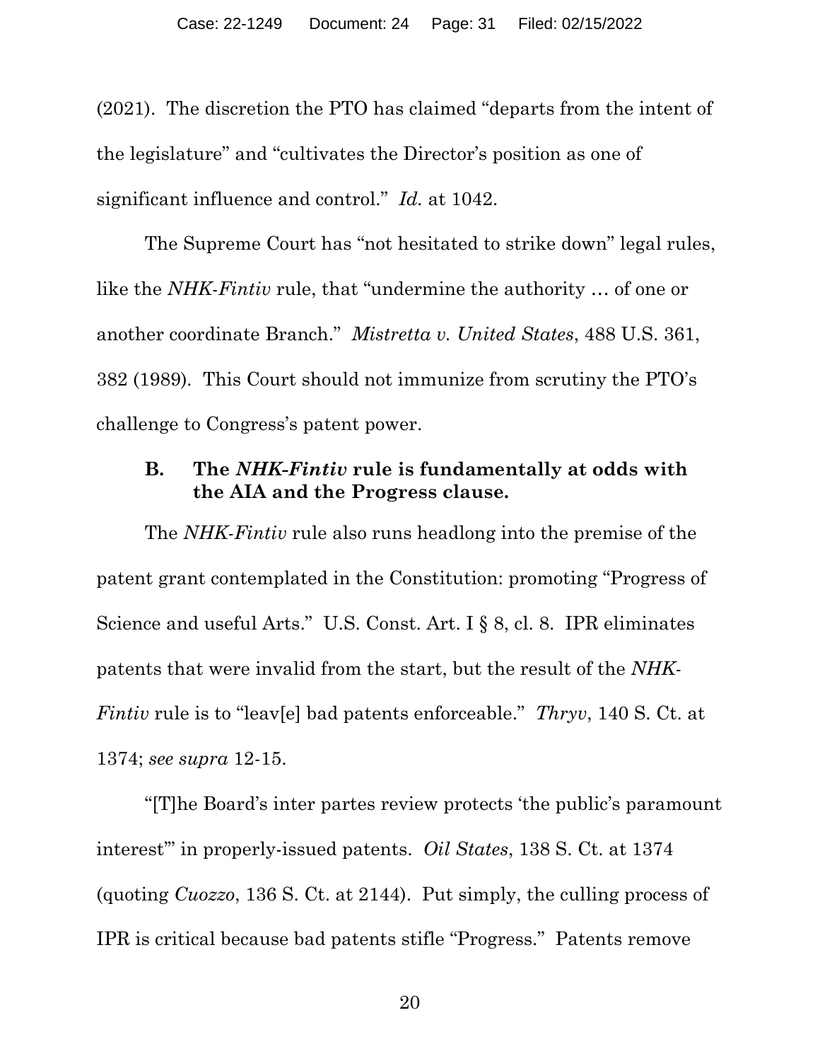(2021). The discretion the PTO has claimed "departs from the intent of the legislature" and "cultivates the Director's position as one of significant influence and control." *Id.* at 1042.

The Supreme Court has "not hesitated to strike down" legal rules, like the *NHK-Fintiv* rule, that "undermine the authority … of one or another coordinate Branch." *Mistretta v. United States*, 488 U.S. 361, 382 (1989). This Court should not immunize from scrutiny the PTO's challenge to Congress's patent power.

### B. The *NHK-Fintiv* rule is fundamentally at odds with the AIA and the Progress clause.

The *NHK-Fintiv* rule also runs headlong into the premise of the patent grant contemplated in the Constitution: promoting "Progress of Science and useful Arts." U.S. Const. Art. I § 8, cl. 8. IPR eliminates patents that were invalid from the start, but the result of the *NHK-Fintiv* rule is to "leav[e] bad patents enforceable." *Thryv*, 140 S. Ct. at 1374; *see supra* 12-15.

"[T]he Board's inter partes review protects 'the public's paramount interest'" in properly-issued patents. *Oil States*, 138 S. Ct. at 1374 (quoting *Cuozzo*, 136 S. Ct. at 2144). Put simply, the culling process of IPR is critical because bad patents stifle "Progress." Patents remove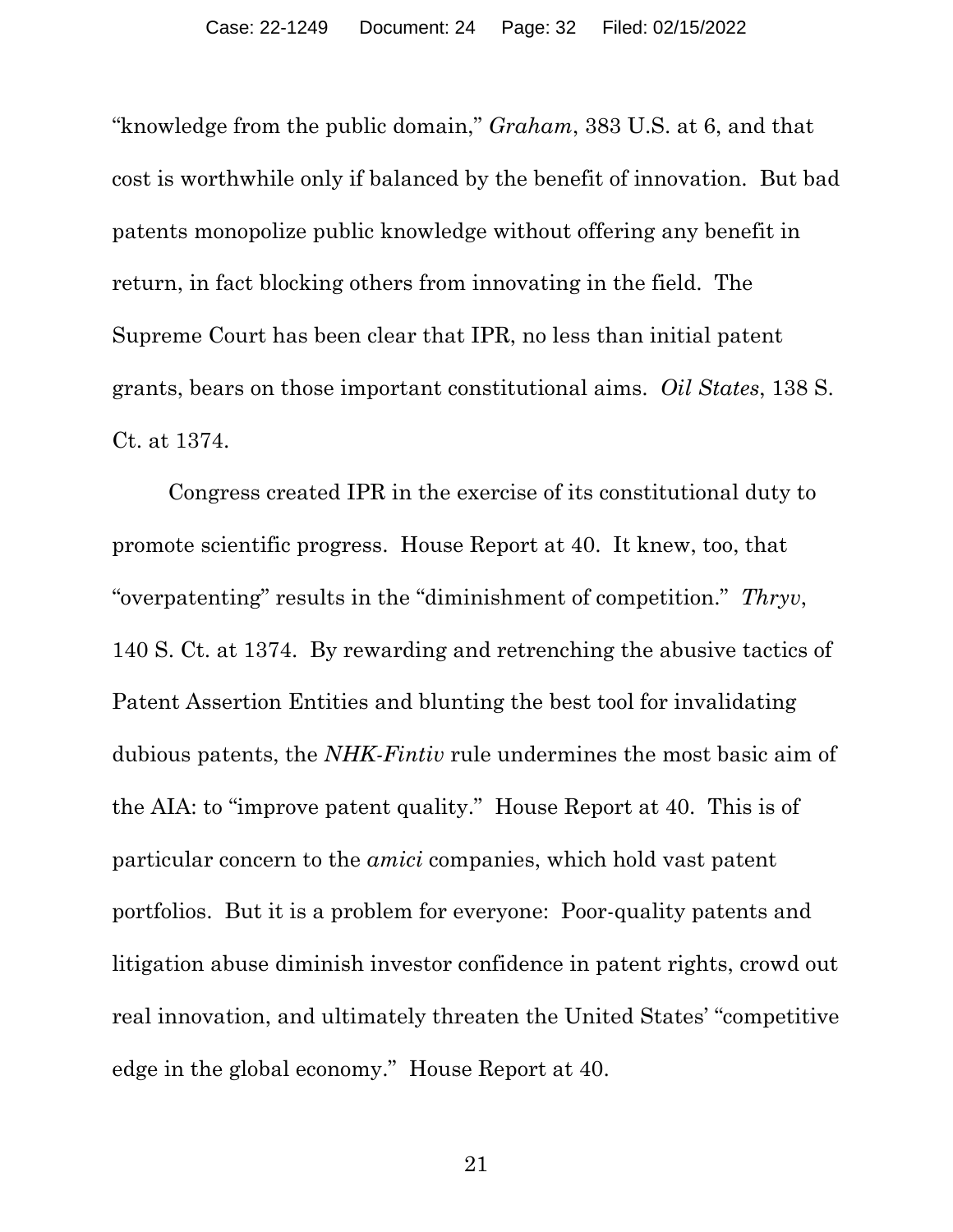"knowledge from the public domain," *Graham*, 383 U.S. at 6, and that cost is worthwhile only if balanced by the benefit of innovation. But bad patents monopolize public knowledge without offering any benefit in return, in fact blocking others from innovating in the field. The Supreme Court has been clear that IPR, no less than initial patent grants, bears on those important constitutional aims. *Oil States*, 138 S. Ct. at 1374.

Congress created IPR in the exercise of its constitutional duty to promote scientific progress. House Report at 40. It knew, too, that "overpatenting" results in the "diminishment of competition." *Thryv*, 140 S. Ct. at 1374. By rewarding and retrenching the abusive tactics of Patent Assertion Entities and blunting the best tool for invalidating dubious patents, the *NHK-Fintiv* rule undermines the most basic aim of the AIA: to "improve patent quality." House Report at 40. This is of particular concern to the *amici* companies, which hold vast patent portfolios. But it is a problem for everyone: Poor-quality patents and litigation abuse diminish investor confidence in patent rights, crowd out real innovation, and ultimately threaten the United States' "competitive edge in the global economy." House Report at 40.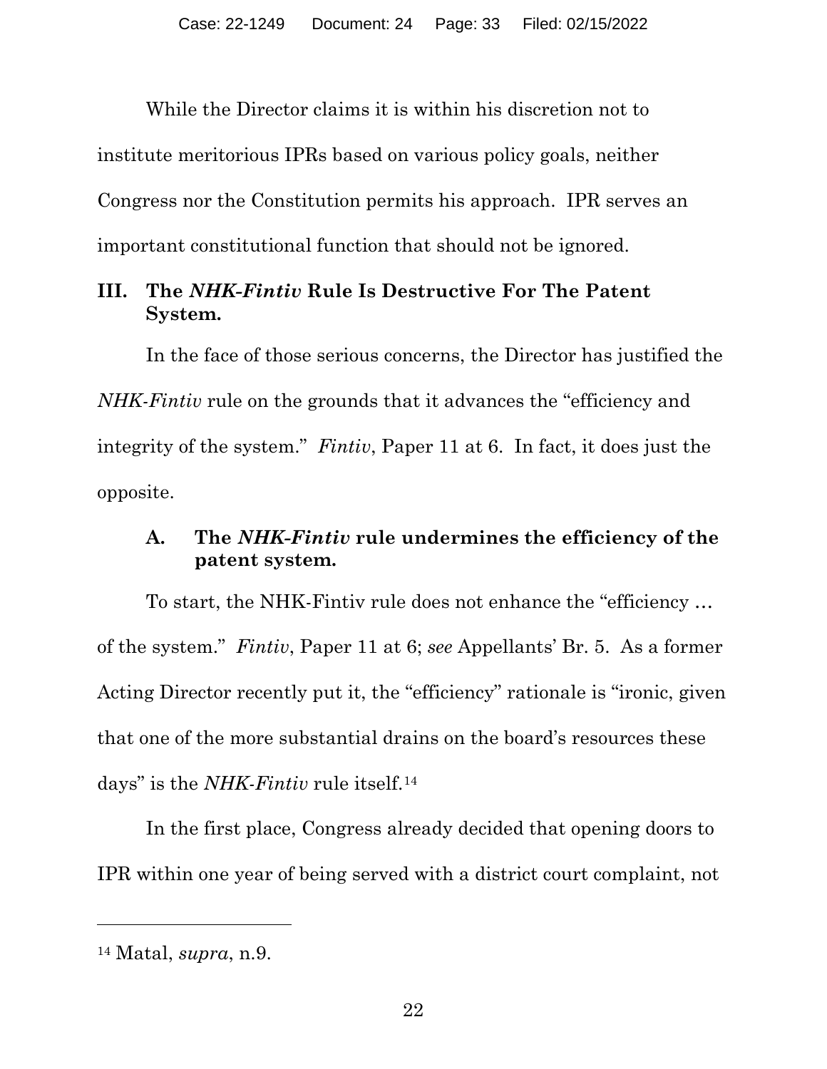While the Director claims it is within his discretion not to institute meritorious IPRs based on various policy goals, neither Congress nor the Constitution permits his approach. IPR serves an important constitutional function that should not be ignored.

## III. The *NHK-Fintiv* Rule Is Destructive For The Patent System.

In the face of those serious concerns, the Director has justified the *NHK-Fintiv* rule on the grounds that it advances the "efficiency and integrity of the system." *Fintiv*, Paper 11 at 6. In fact, it does just the opposite.

### A. The *NHK-Fintiv* rule undermines the efficiency of the patent system.

To start, the NHK-Fintiv rule does not enhance the "efficiency … of the system." *Fintiv*, Paper 11 at 6; *see* Appellants' Br. 5. As a former Acting Director recently put it, the "efficiency" rationale is "ironic, given that one of the more substantial drains on the board's resources these days" is the *NHK-Fintiv* rule itself.[14]

In the first place, Congress already decided that opening doors to IPR within one year of being served with a district court complaint, not

[14] Matal, *supra*, n.9.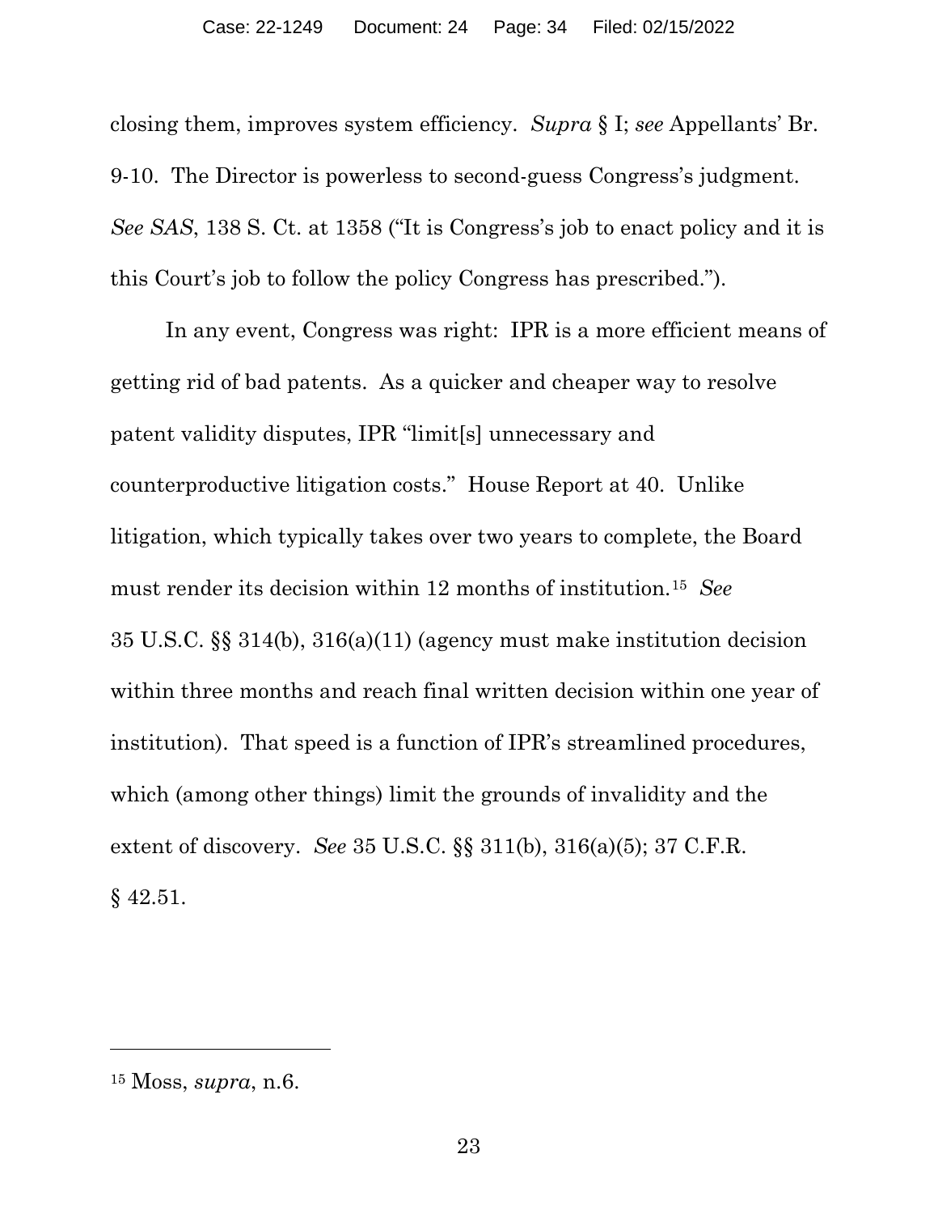closing them, improves system efficiency. *Supra* § I; *see* Appellants' Br. 9-10. The Director is powerless to second-guess Congress's judgment. *See SAS*, 138 S. Ct. at 1358 ("It is Congress's job to enact policy and it is this Court's job to follow the policy Congress has prescribed.").

In any event, Congress was right: IPR is a more efficient means of getting rid of bad patents. As a quicker and cheaper way to resolve patent validity disputes, IPR "limit[s] unnecessary and counterproductive litigation costs." House Report at 40. Unlike litigation, which typically takes over two years to complete, the Board must render its decision within 12 months of institution.[15] *See* 35 U.S.C. §§ 314(b), 316(a)(11) (agency must make institution decision within three months and reach final written decision within one year of institution). That speed is a function of IPR's streamlined procedures, which (among other things) limit the grounds of invalidity and the extent of discovery. *See* 35 U.S.C. §§ 311(b), 316(a)(5); 37 C.F.R. § 42.51.

---

[15] Moss, *supra*, n.6.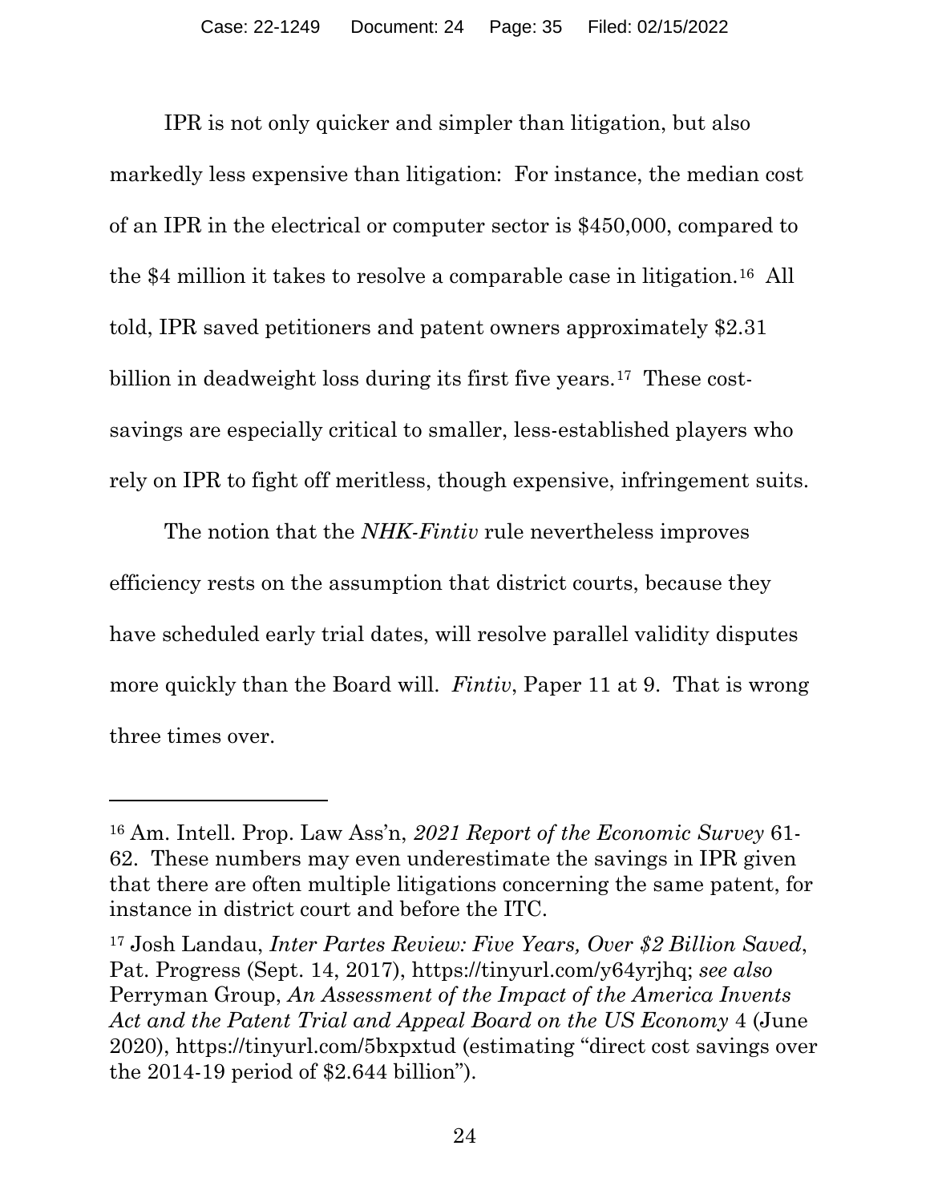IPR is not only quicker and simpler than litigation, but also markedly less expensive than litigation: For instance, the median cost of an IPR in the electrical or computer sector is $450,000, compared to the $4 million it takes to resolve a comparable case in litigation.[16] All told, IPR saved petitioners and patent owners approximately $2.31 billion in deadweight loss during its first five years.[17] These cost-savings are especially critical to smaller, less-established players who rely on IPR to fight off meritless, though expensive, infringement suits.

The notion that the *NHK-Fintiv* rule nevertheless improves efficiency rests on the assumption that district courts, because they have scheduled early trial dates, will resolve parallel validity disputes more quickly than the Board will. *Fintiv*, Paper 11 at 9. That is wrong three times over.

---

[16] Am. Intell. Prop. Law Ass'n, *2021 Report of the Economic Survey* 61-62. These numbers may even underestimate the savings in IPR given that there are often multiple litigations concerning the same patent, for instance in district court and before the ITC.

[17] Josh Landau, *Inter Partes Review: Five Years, Over $2 Billion Saved*, Pat. Progress (Sept. 14, 2017), https://tinyurl.com/y64yrjhq; *see also* Perryman Group, *An Assessment of the Impact of the America Invents Act and the Patent Trial and Appeal Board on the US Economy* 4 (June 2020), https://tinyurl.com/5bxpxtud (estimating "direct cost savings over the 2014-19 period of $2.644 billion").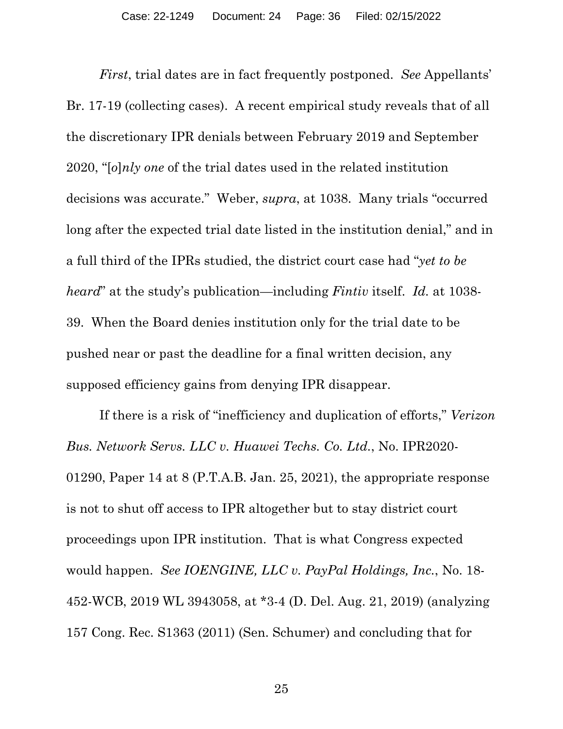*First*, trial dates are in fact frequently postponed. *See* Appellants' Br. 17-19 (collecting cases). A recent empirical study reveals that of all the discretionary IPR denials between February 2019 and September 2020, "[*o*]*nly one* of the trial dates used in the related institution decisions was accurate." Weber, *supra*, at 1038. Many trials "occurred long after the expected trial date listed in the institution denial," and in a full third of the IPRs studied, the district court case had "*yet to be heard*" at the study's publication—including *Fintiv* itself. *Id.* at 1038-39. When the Board denies institution only for the trial date to be pushed near or past the deadline for a final written decision, any supposed efficiency gains from denying IPR disappear.

If there is a risk of "inefficiency and duplication of efforts," *Verizon Bus. Network Servs. LLC v. Huawei Techs. Co. Ltd.*, No. IPR2020-01290, Paper 14 at 8 (P.T.A.B. Jan. 25, 2021), the appropriate response is not to shut off access to IPR altogether but to stay district court proceedings upon IPR institution. That is what Congress expected would happen. *See IOENGINE, LLC v. PayPal Holdings, Inc.*, No. 18-452-WCB, 2019 WL 3943058, at *3-4 (D. Del. Aug. 21, 2019) (analyzing 157 Cong. Rec. S1363 (2011) (Sen. Schumer) and concluding that for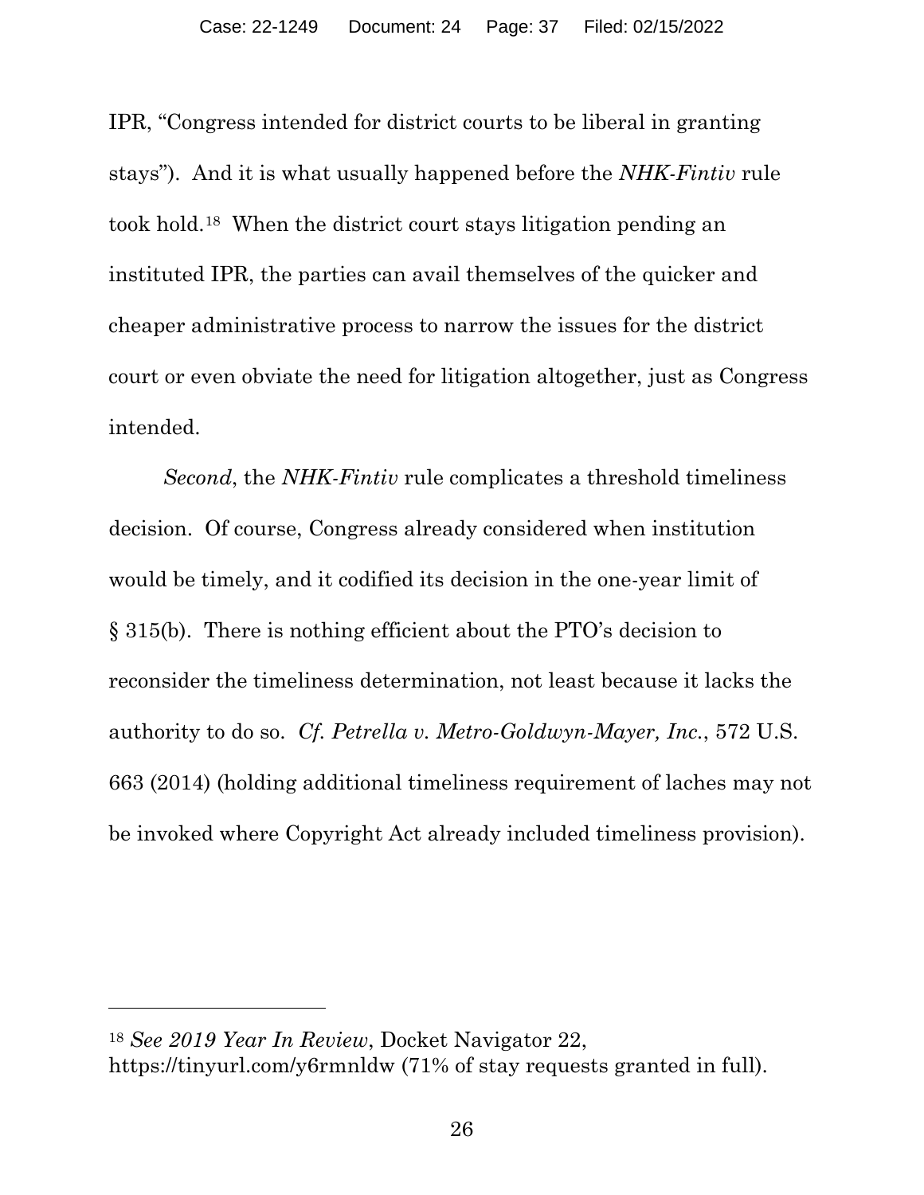IPR, "Congress intended for district courts to be liberal in granting stays"). And it is what usually happened before the *NHK-Fintiv* rule took hold.[18] When the district court stays litigation pending an instituted IPR, the parties can avail themselves of the quicker and cheaper administrative process to narrow the issues for the district court or even obviate the need for litigation altogether, just as Congress intended.

*Second*, the *NHK-Fintiv* rule complicates a threshold timeliness decision. Of course, Congress already considered when institution would be timely, and it codified its decision in the one-year limit of § 315(b). There is nothing efficient about the PTO's decision to reconsider the timeliness determination, not least because it lacks the authority to do so. *Cf. Petrella v. Metro-Goldwyn-Mayer, Inc.*, 572 U.S. 663 (2014) (holding additional timeliness requirement of laches may not be invoked where Copyright Act already included timeliness provision).

---

[18] *See 2019 Year In Review*, Docket Navigator 22, https://tinyurl.com/y6rmnldw (71% of stay requests granted in full).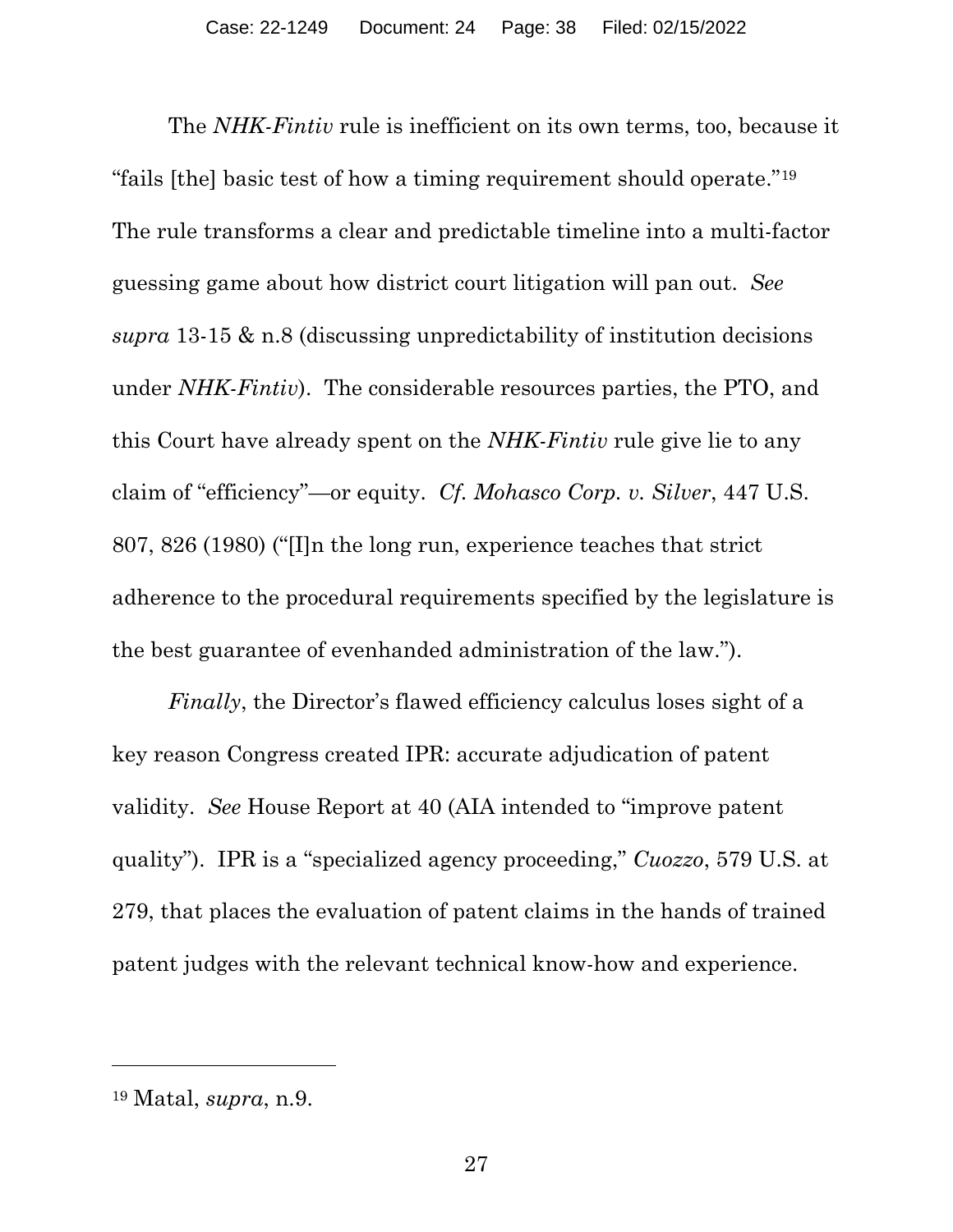The *NHK-Fintiv* rule is inefficient on its own terms, too, because it "fails [the] basic test of how a timing requirement should operate."[19] The rule transforms a clear and predictable timeline into a multi-factor guessing game about how district court litigation will pan out. *See supra* 13-15 & n.8 (discussing unpredictability of institution decisions under *NHK-Fintiv*). The considerable resources parties, the PTO, and this Court have already spent on the *NHK-Fintiv* rule give lie to any claim of "efficiency"—or equity. *Cf. Mohasco Corp. v. Silver*, 447 U.S. 807, 826 (1980) ("[I]n the long run, experience teaches that strict adherence to the procedural requirements specified by the legislature is the best guarantee of evenhanded administration of the law.").

*Finally*, the Director's flawed efficiency calculus loses sight of a key reason Congress created IPR: accurate adjudication of patent validity. *See* House Report at 40 (AIA intended to "improve patent quality"). IPR is a "specialized agency proceeding," *Cuozzo*, 579 U.S. at 279, that places the evaluation of patent claims in the hands of trained patent judges with the relevant technical know-how and experience.

---

[19] Matal, *supra*, n.9.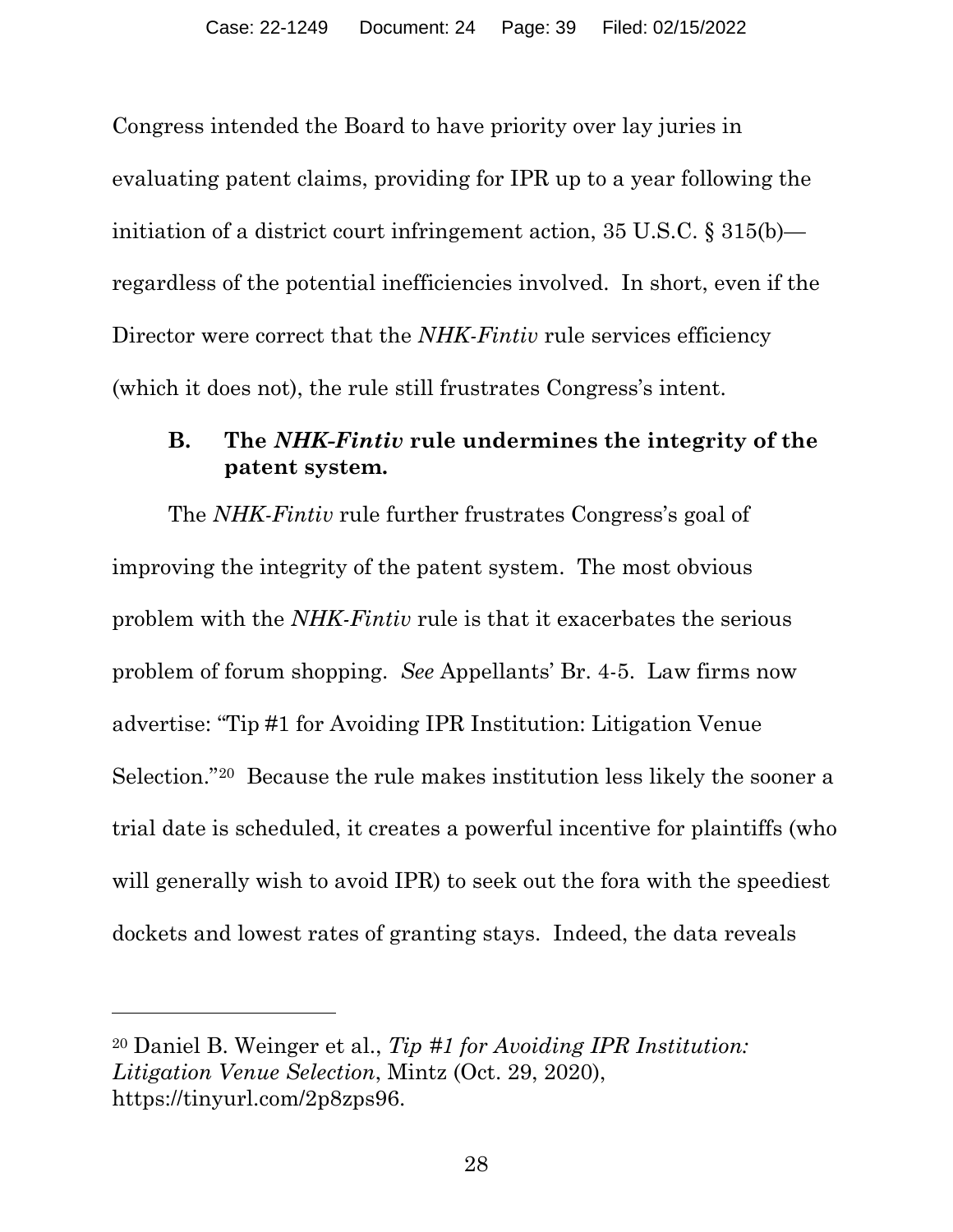Congress intended the Board to have priority over lay juries in evaluating patent claims, providing for IPR up to a year following the initiation of a district court infringement action, 35 U.S.C. § 315(b)—regardless of the potential inefficiencies involved. In short, even if the Director were correct that the *NHK-Fintiv* rule services efficiency (which it does not), the rule still frustrates Congress's intent.

### B. The *NHK-Fintiv* rule undermines the integrity of the patent system.

The *NHK-Fintiv* rule further frustrates Congress's goal of improving the integrity of the patent system. The most obvious problem with the *NHK-Fintiv* rule is that it exacerbates the serious problem of forum shopping. *See* Appellants' Br. 4-5. Law firms now advertise: "Tip #1 for Avoiding IPR Institution: Litigation Venue Selection."[20] Because the rule makes institution less likely the sooner a trial date is scheduled, it creates a powerful incentive for plaintiffs (who will generally wish to avoid IPR) to seek out the fora with the speediest dockets and lowest rates of granting stays. Indeed, the data reveals

---

[20] Daniel B. Weinger et al., *Tip #1 for Avoiding IPR Institution: Litigation Venue Selection*, Mintz (Oct. 29, 2020), https://tinyurl.com/2p8zps96.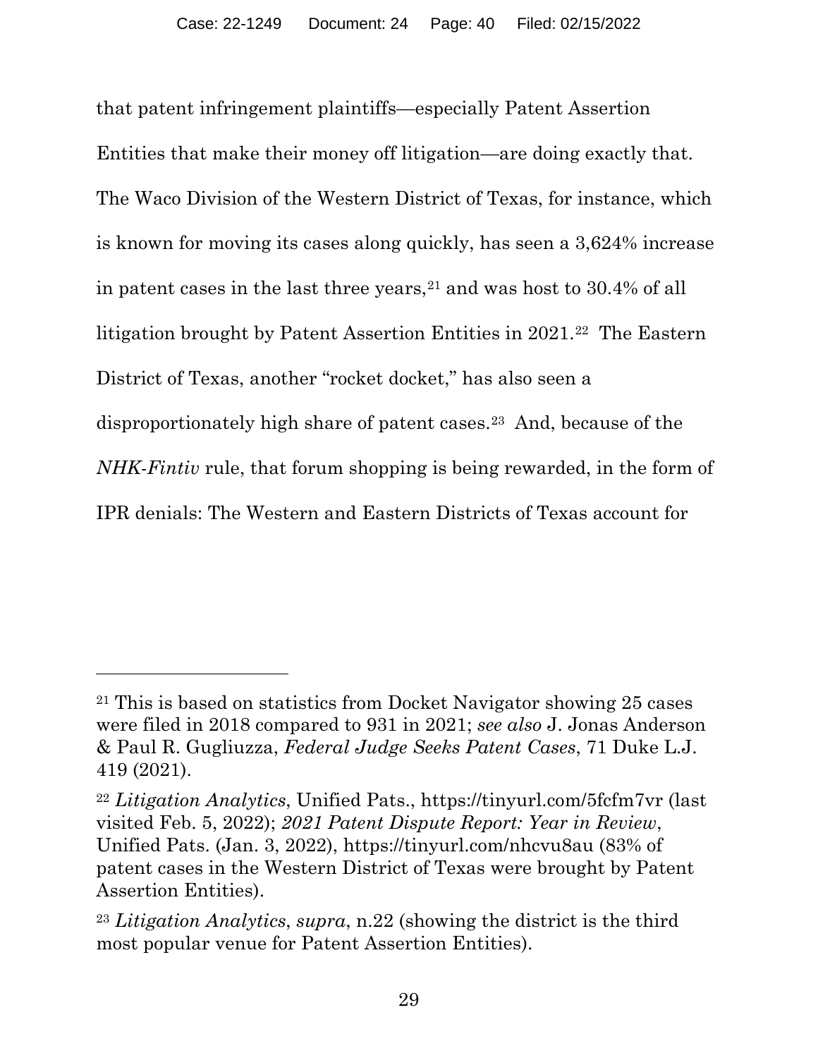that patent infringement plaintiffs—especially Patent Assertion Entities that make their money off litigation—are doing exactly that. The Waco Division of the Western District of Texas, for instance, which is known for moving its cases along quickly, has seen a 3,624% increase in patent cases in the last three years,[21] and was host to 30.4% of all litigation brought by Patent Assertion Entities in 2021.[22] The Eastern District of Texas, another "rocket docket," has also seen a disproportionately high share of patent cases.[23] And, because of the *NHK-Fintiv* rule, that forum shopping is being rewarded, in the form of IPR denials: The Western and Eastern Districts of Texas account for

---

[21] This is based on statistics from Docket Navigator showing 25 cases were filed in 2018 compared to 931 in 2021; *see also* J. Jonas Anderson & Paul R. Gugliuzza, *Federal Judge Seeks Patent Cases*, 71 Duke L.J. 419 (2021).

[22] *Litigation Analytics*, Unified Pats., https://tinyurl.com/5fcfm7vr (last visited Feb. 5, 2022); *2021 Patent Dispute Report: Year in Review*, Unified Pats. (Jan. 3, 2022), https://tinyurl.com/nhcvu8au (83% of patent cases in the Western District of Texas were brought by Patent Assertion Entities).

[23] *Litigation Analytics*, *supra*, n.22 (showing the district is the third most popular venue for Patent Assertion Entities).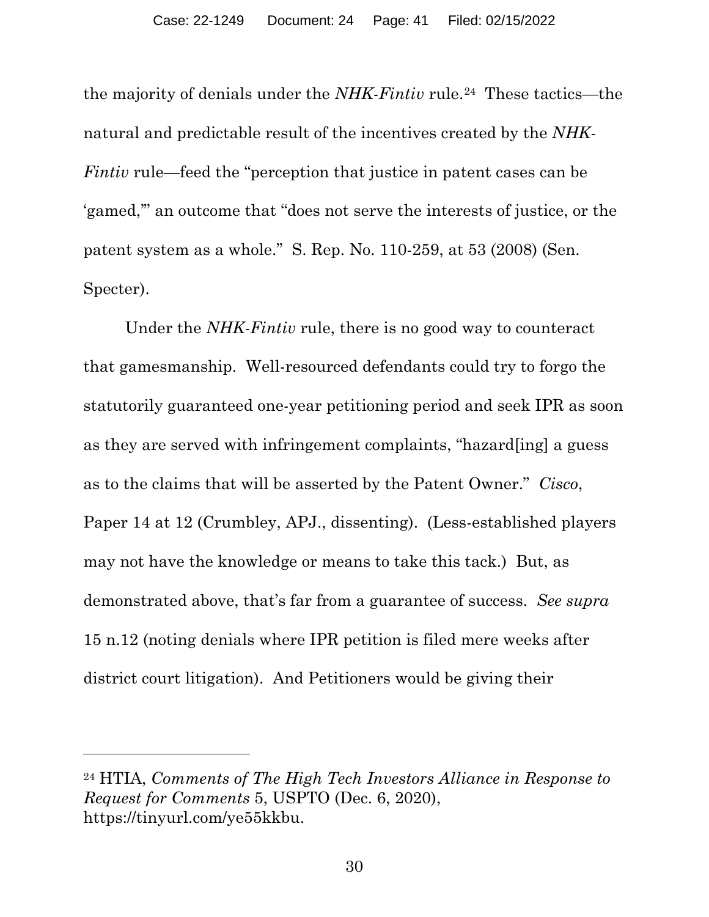the majority of denials under the *NHK-Fintiv* rule.[24] These tactics—the natural and predictable result of the incentives created by the *NHK-Fintiv* rule—feed the "perception that justice in patent cases can be 'gamed,'" an outcome that "does not serve the interests of justice, or the patent system as a whole." S. Rep. No. 110-259, at 53 (2008) (Sen. Specter).

Under the *NHK-Fintiv* rule, there is no good way to counteract that gamesmanship. Well-resourced defendants could try to forgo the statutorily guaranteed one-year petitioning period and seek IPR as soon as they are served with infringement complaints, "hazard[ing] a guess as to the claims that will be asserted by the Patent Owner." *Cisco*, Paper 14 at 12 (Crumbley, APJ., dissenting). (Less-established players may not have the knowledge or means to take this tack.) But, as demonstrated above, that's far from a guarantee of success. *See supra* 15 n.12 (noting denials where IPR petition is filed mere weeks after district court litigation). And Petitioners would be giving their

---

[24] HTIA, *Comments of The High Tech Investors Alliance in Response to Request for Comments* 5, USPTO (Dec. 6, 2020), https://tinyurl.com/ye55kkbu.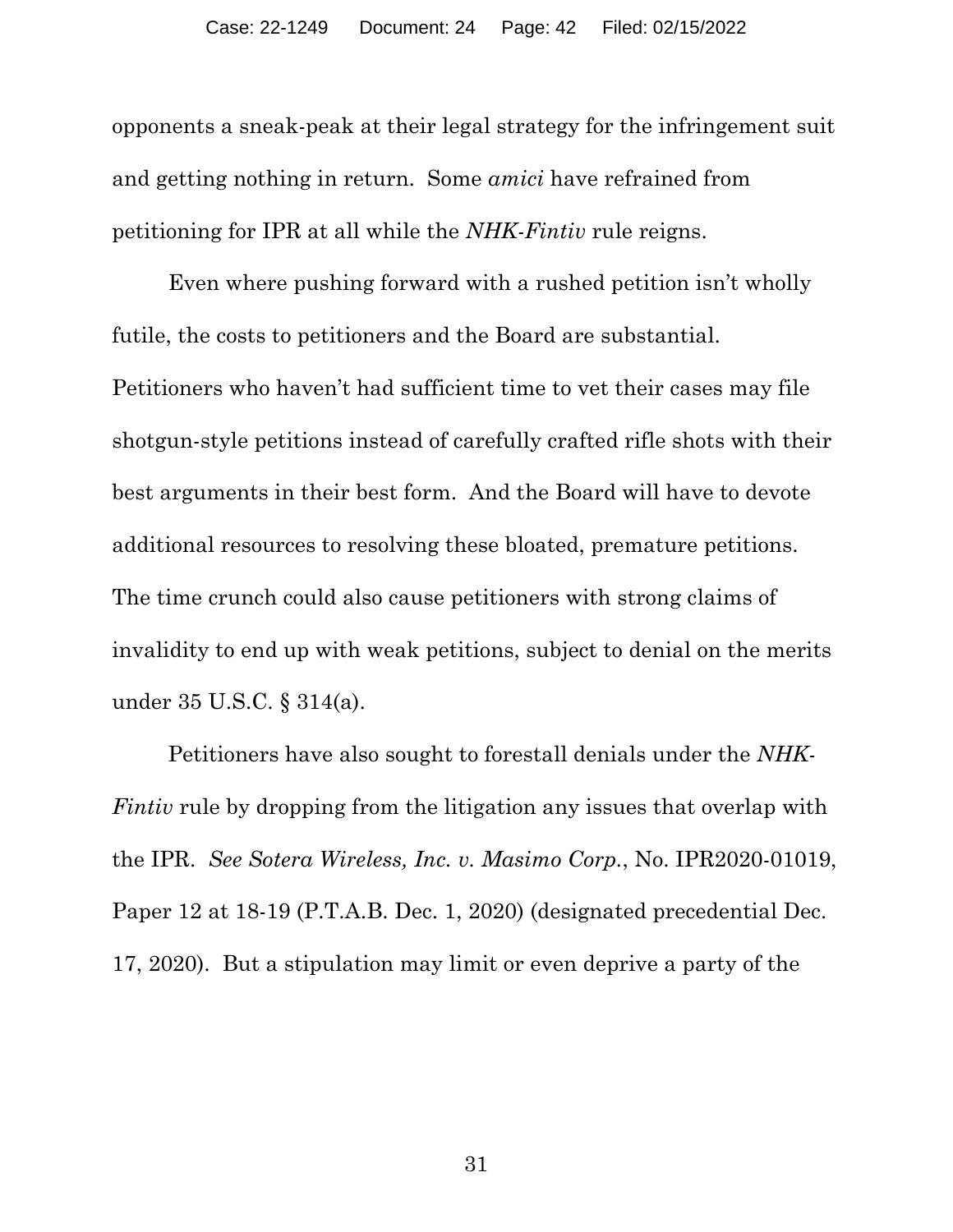opponents a sneak-peak at their legal strategy for the infringement suit and getting nothing in return. Some *amici* have refrained from petitioning for IPR at all while the *NHK-Fintiv* rule reigns.

Even where pushing forward with a rushed petition isn't wholly futile, the costs to petitioners and the Board are substantial. Petitioners who haven't had sufficient time to vet their cases may file shotgun-style petitions instead of carefully crafted rifle shots with their best arguments in their best form. And the Board will have to devote additional resources to resolving these bloated, premature petitions. The time crunch could also cause petitioners with strong claims of invalidity to end up with weak petitions, subject to denial on the merits under 35 U.S.C. § 314(a).

Petitioners have also sought to forestall denials under the *NHK-Fintiv* rule by dropping from the litigation any issues that overlap with the IPR. *See Sotera Wireless, Inc. v. Masimo Corp.*, No. IPR2020-01019, Paper 12 at 18-19 (P.T.A.B. Dec. 1, 2020) (designated precedential Dec. 17, 2020). But a stipulation may limit or even deprive a party of the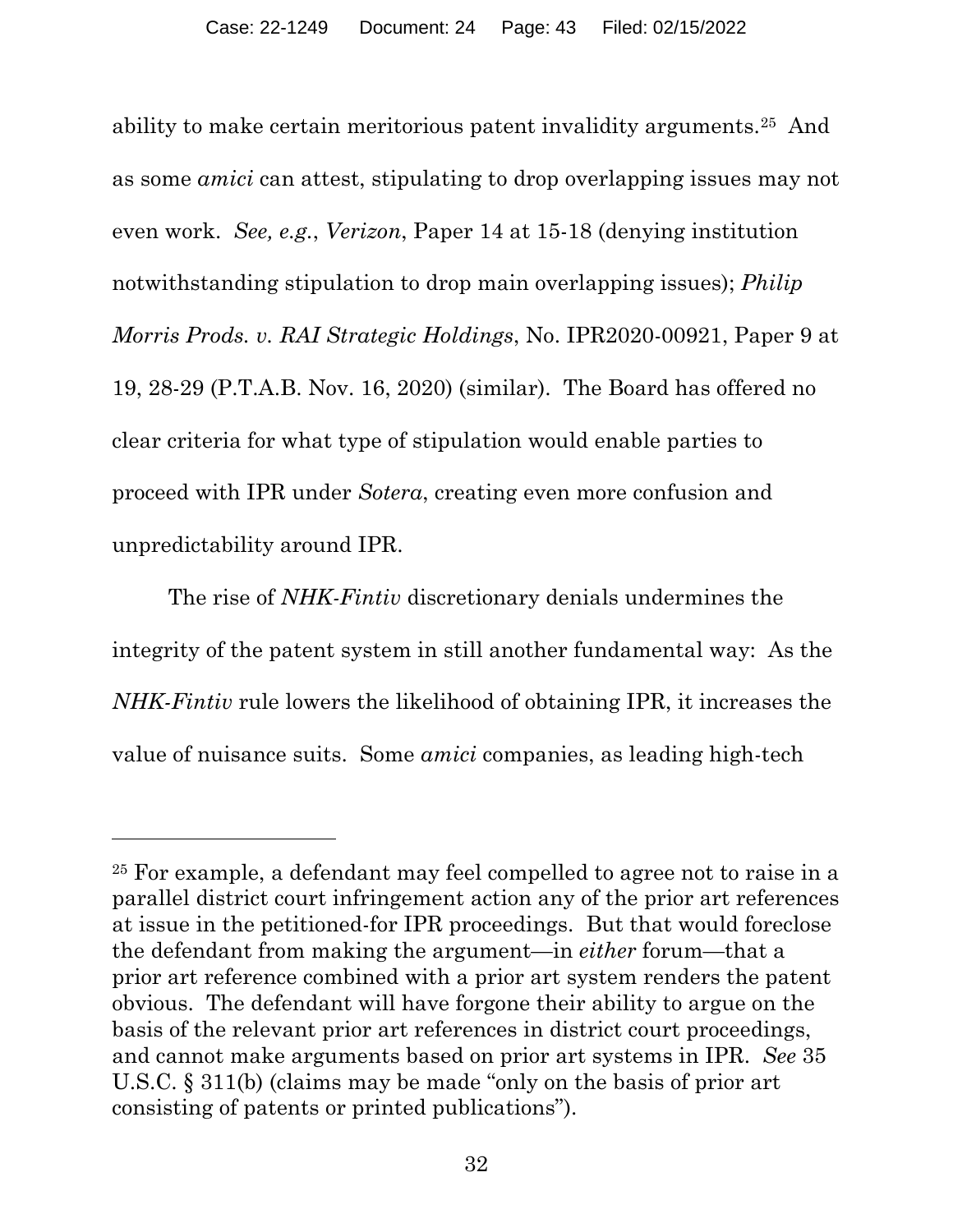ability to make certain meritorious patent invalidity arguments.[25] And as some *amici* can attest, stipulating to drop overlapping issues may not even work. *See, e.g.*, *Verizon*, Paper 14 at 15-18 (denying institution notwithstanding stipulation to drop main overlapping issues); *Philip Morris Prods. v. RAI Strategic Holdings*, No. IPR2020-00921, Paper 9 at 19, 28-29 (P.T.A.B. Nov. 16, 2020) (similar). The Board has offered no clear criteria for what type of stipulation would enable parties to proceed with IPR under *Sotera*, creating even more confusion and unpredictability around IPR.

The rise of *NHK-Fintiv* discretionary denials undermines the integrity of the patent system in still another fundamental way: As the *NHK-Fintiv* rule lowers the likelihood of obtaining IPR, it increases the value of nuisance suits. Some *amici* companies, as leading high-tech

---

[25] For example, a defendant may feel compelled to agree not to raise in a parallel district court infringement action any of the prior art references at issue in the petitioned-for IPR proceedings. But that would foreclose the defendant from making the argument—in *either* forum—that a prior art reference combined with a prior art system renders the patent obvious. The defendant will have forgone their ability to argue on the basis of the relevant prior art references in district court proceedings, and cannot make arguments based on prior art systems in IPR. *See* 35 U.S.C. § 311(b) (claims may be made "only on the basis of prior art consisting of patents or printed publications").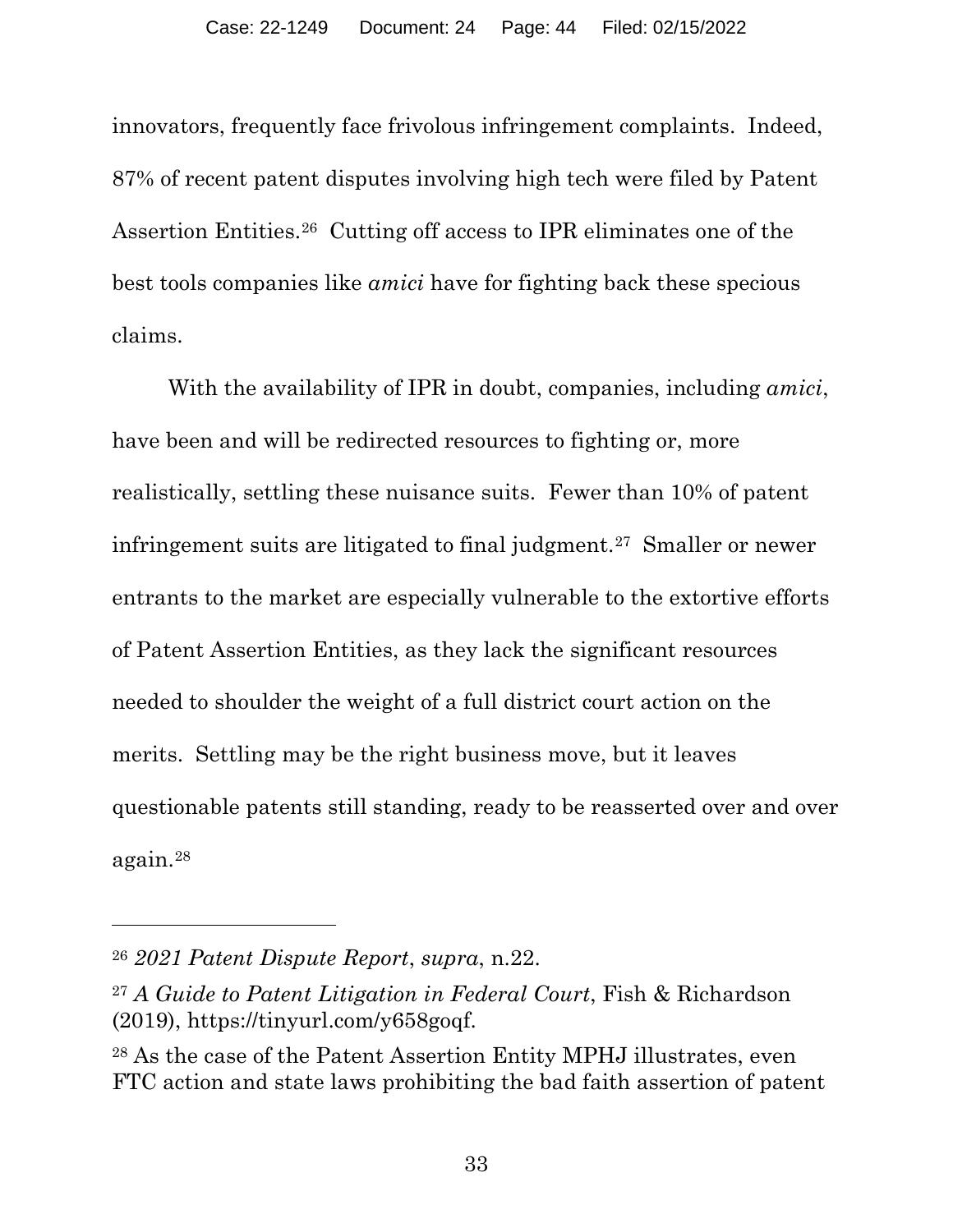innovators, frequently face frivolous infringement complaints. Indeed, 87% of recent patent disputes involving high tech were filed by Patent Assertion Entities.[26] Cutting off access to IPR eliminates one of the best tools companies like *amici* have for fighting back these specious claims.

With the availability of IPR in doubt, companies, including *amici*, have been and will be redirected resources to fighting or, more realistically, settling these nuisance suits. Fewer than 10% of patent infringement suits are litigated to final judgment.[27] Smaller or newer entrants to the market are especially vulnerable to the extortive efforts of Patent Assertion Entities, as they lack the significant resources needed to shoulder the weight of a full district court action on the merits. Settling may be the right business move, but it leaves questionable patents still standing, ready to be reasserted over and over again.[28]

---

[26] *2021 Patent Dispute Report*, *supra*, n.22.

[27] *A Guide to Patent Litigation in Federal Court*, Fish & Richardson (2019), https://tinyurl.com/y658goqf.

[28] As the case of the Patent Assertion Entity MPHJ illustrates, even FTC action and state laws prohibiting the bad faith assertion of patent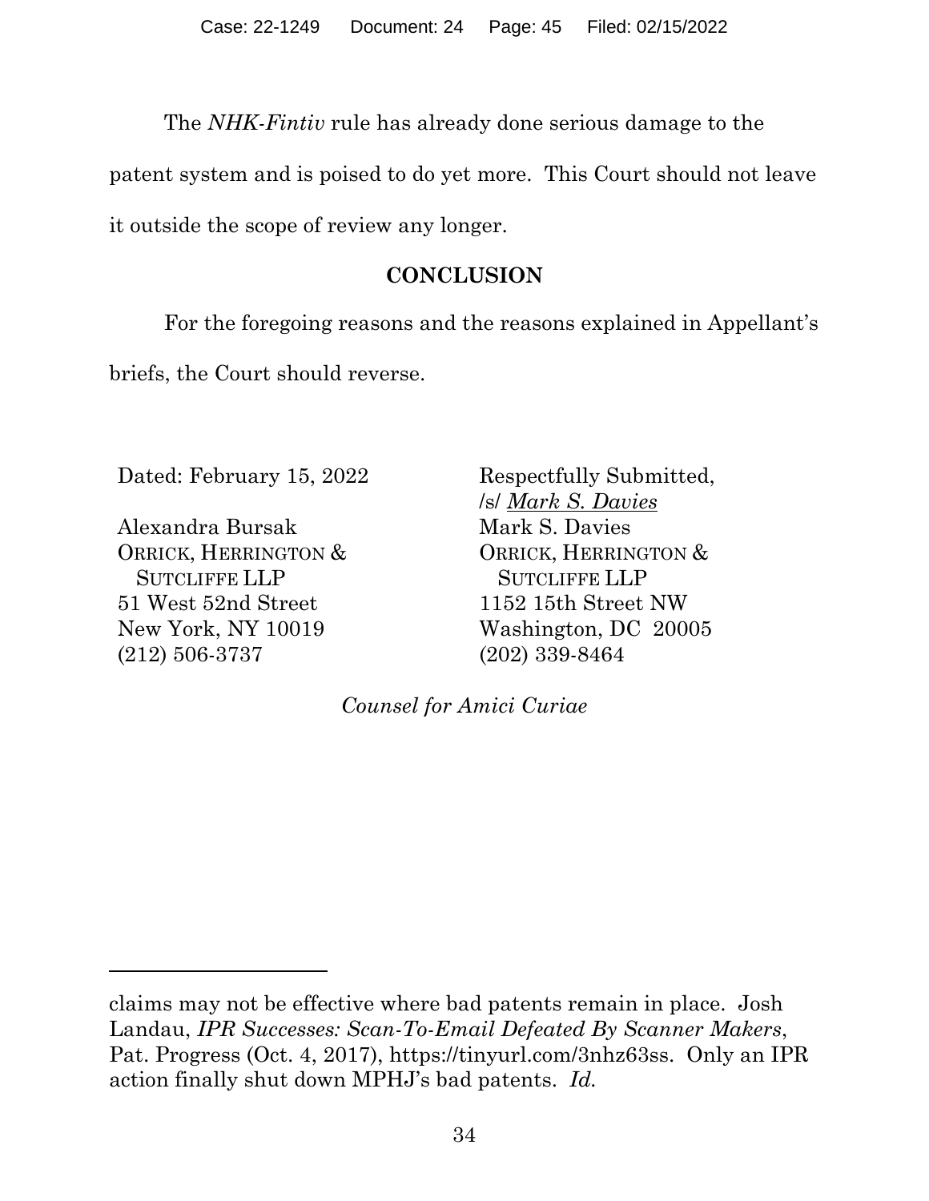The *NHK-Fintiv* rule has already done serious damage to the patent system and is poised to do yet more. This Court should not leave it outside the scope of review any longer.

## CONCLUSION

For the foregoing reasons and the reasons explained in Appellant's briefs, the Court should reverse.

Dated: February 15, 2022

Respectfully Submitted,
/s/ *Mark S. Davies*
Mark S. Davies
ORRICK, HERRINGTON & SUTCLIFFE LLP
1152 15th Street NW
Washington, DC 20005
(202) 339-8464

Alexandra Bursak
ORRICK, HERRINGTON & SUTCLIFFE LLP
51 West 52nd Street
New York, NY 10019
(212) 506-3737

*Counsel for Amici Curiae*

---

claims may not be effective where bad patents remain in place. Josh Landau, *IPR Successes: Scan-To-Email Defeated By Scanner Makers*, Pat. Progress (Oct. 4, 2017), https://tinyurl.com/3nhz63ss. Only an IPR action finally shut down MPHJ's bad patents. *Id.*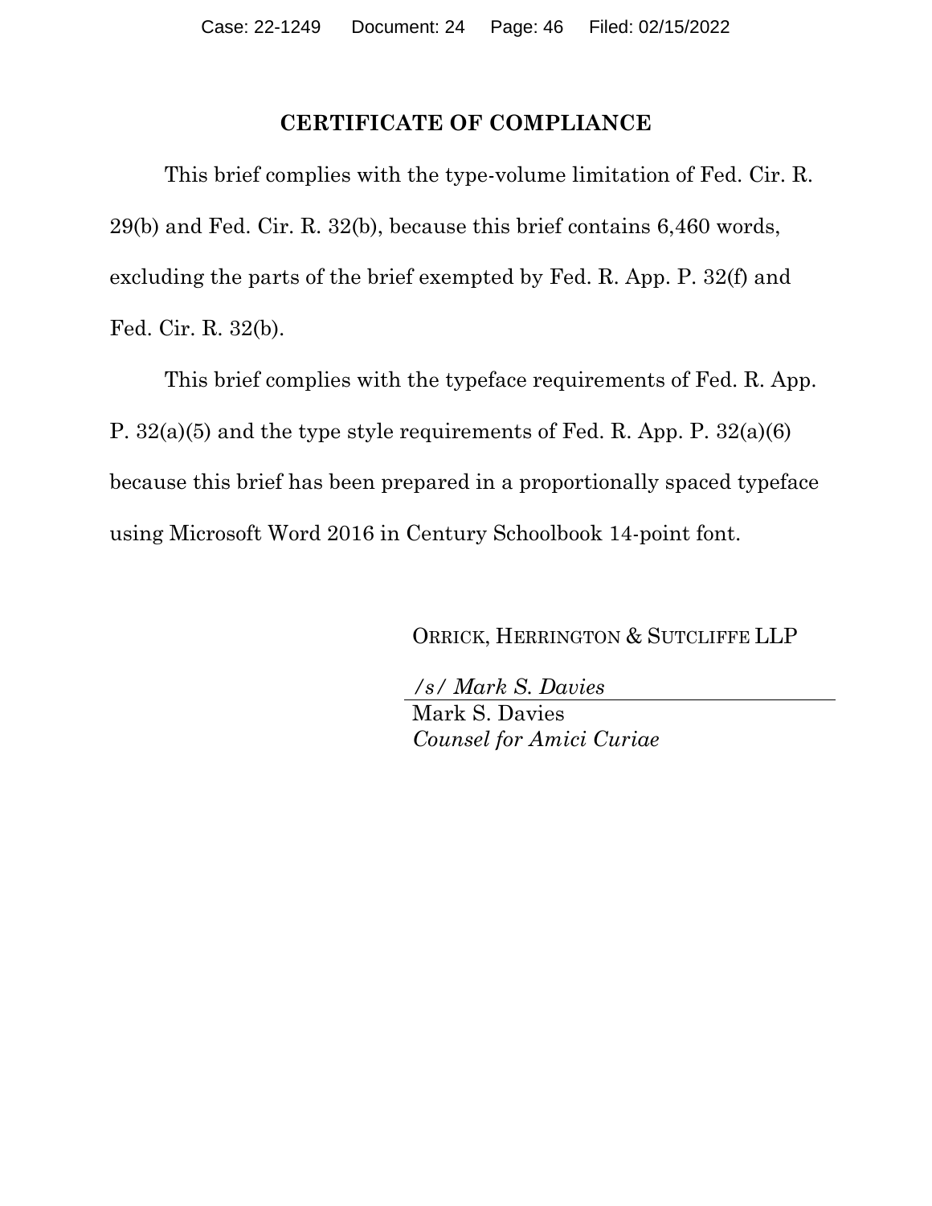## CERTIFICATE OF COMPLIANCE

This brief complies with the type-volume limitation of Fed. Cir. R. 29(b) and Fed. Cir. R. 32(b), because this brief contains 6,460 words, excluding the parts of the brief exempted by Fed. R. App. P. 32(f) and Fed. Cir. R. 32(b).

This brief complies with the typeface requirements of Fed. R. App. P. 32(a)(5) and the type style requirements of Fed. R. App. P. 32(a)(6) because this brief has been prepared in a proportionally spaced typeface using Microsoft Word 2016 in Century Schoolbook 14-point font.

ORRICK, HERRINGTON & SUTCLIFFE LLP

*/s/ Mark S. Davies*
Mark S. Davies
*Counsel for Amici Curiae*